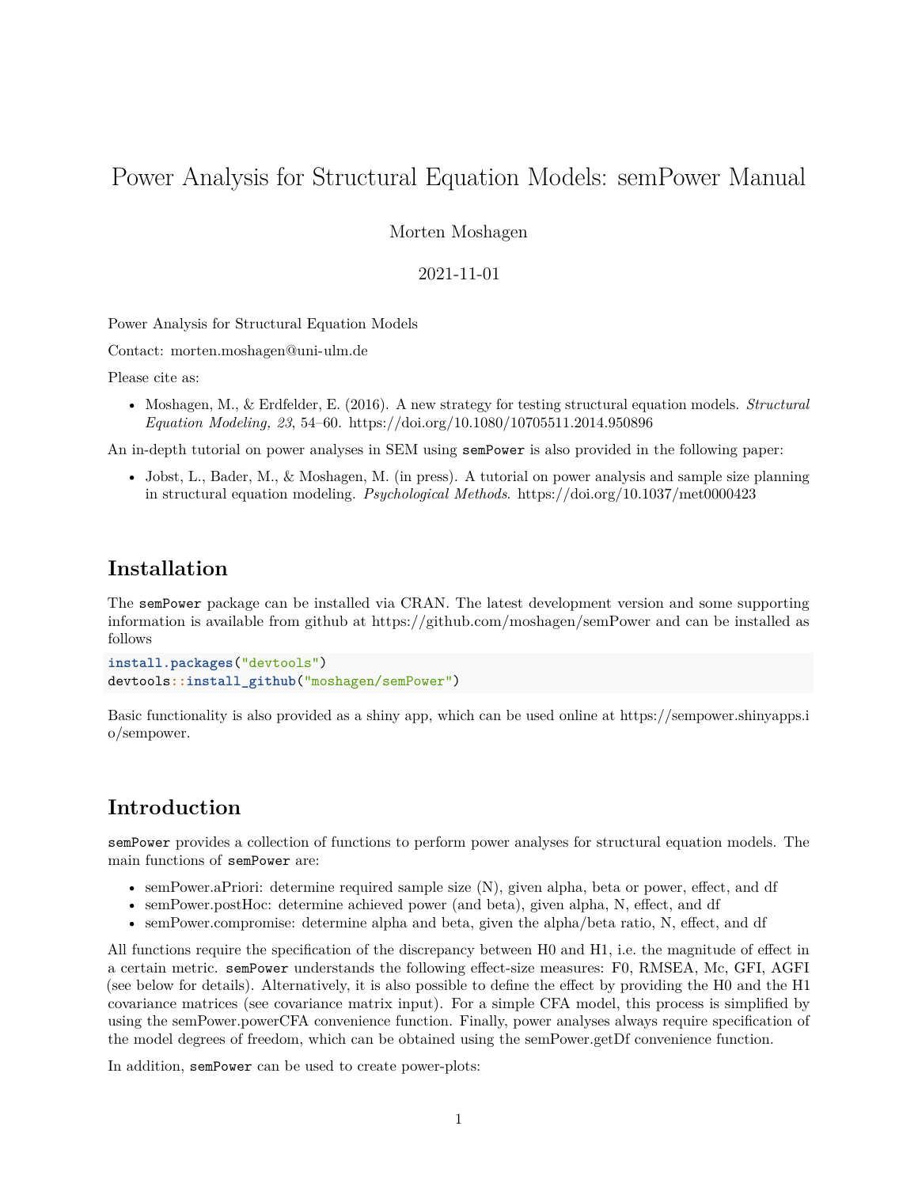# Power Analysis for Structural Equation Models: semPower Manual

Morten Moshagen

2021-11-01

Power Analysis for Structural Equation Models

Contact: morten.moshagen@uni-ulm.de

Please cite as:

- Moshagen, M., & Erdfelder, E. (2016). A new strategy for testing structural equation models. *Structural Equation Modeling, 23*, 54–60. https://doi.org/10.1080/10705511.2014.950896

An in-depth tutorial on power analyses in SEM using `semPower` is also provided in the following paper:

- Jobst, L., Bader, M., & Moshagen, M. (in press). A tutorial on power analysis and sample size planning in structural equation modeling. *Psychological Methods*. https://doi.org/10.1037/met0000423

## Installation

The `semPower` package can be installed via CRAN. The latest development version and some supporting information is available from github at https://github.com/moshagen/semPower and can be installed as follows

```
install.packages("devtools")
devtools::install_github("moshagen/semPower")
```

Basic functionality is also provided as a shiny app, which can be used online at https://sempower.shinyapps.io/sempower.

## Introduction

`semPower` provides a collection of functions to perform power analyses for structural equation models. The main functions of `semPower` are:

- semPower.aPriori: determine required sample size (N), given alpha, beta or power, effect, and df
- semPower.postHoc: determine achieved power (and beta), given alpha, N, effect, and df
- semPower.compromise: determine alpha and beta, given the alpha/beta ratio, N, effect, and df

All functions require the specification of the discrepancy between H0 and H1, i.e. the magnitude of effect in a certain metric. `semPower` understands the following effect-size measures: F0, RMSEA, Mc, GFI, AGFI (see below for details). Alternatively, it is also possible to define the effect by providing the H0 and the H1 covariance matrices (see covariance matrix input). For a simple CFA model, this process is simplified by using the semPower.powerCFA convenience function. Finally, power analyses always require specification of the model degrees of freedom, which can be obtained using the semPower.getDf convenience function.

In addition, `semPower` can be used to create power-plots: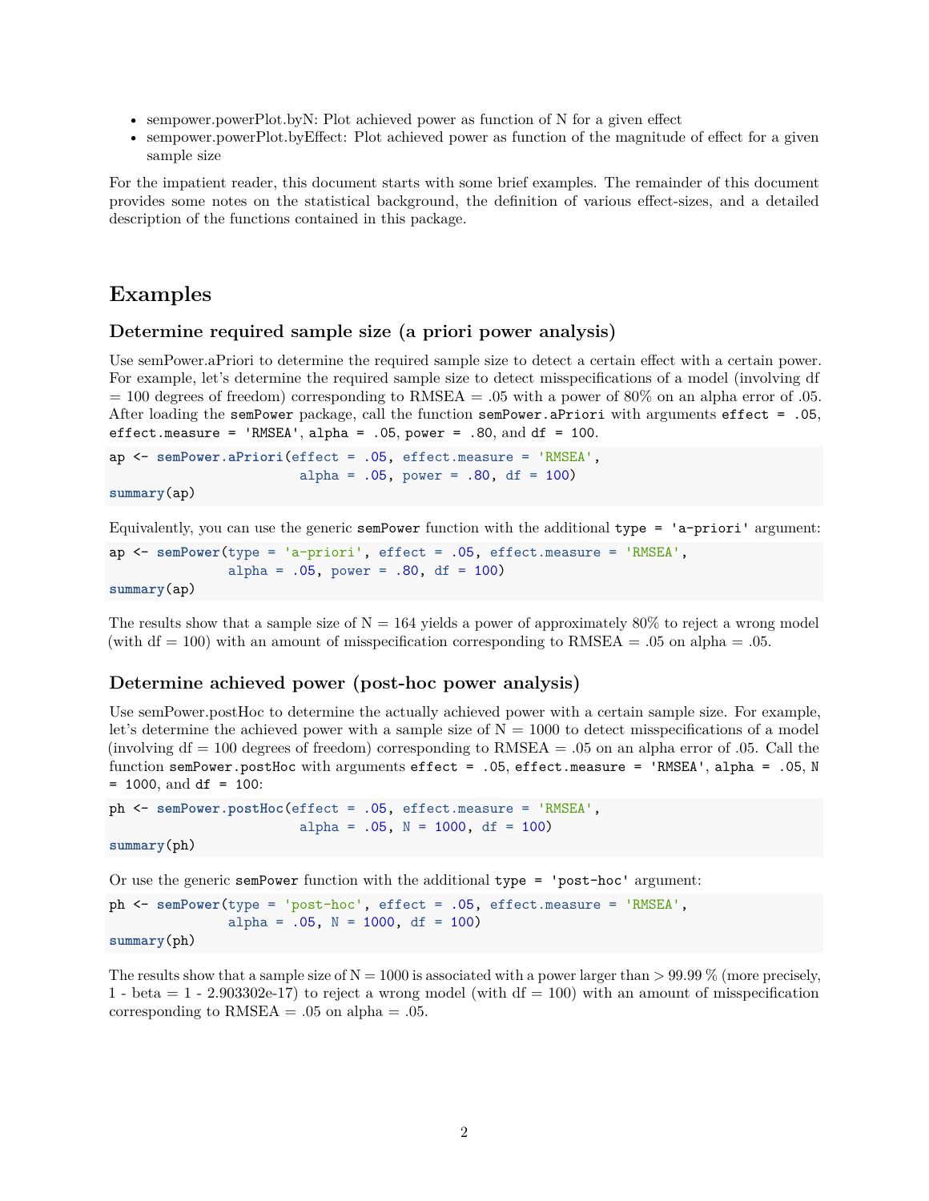- sempower.powerPlot.byN: Plot achieved power as function of N for a given effect
- sempower.powerPlot.byEffect: Plot achieved power as function of the magnitude of effect for a given sample size

For the impatient reader, this document starts with some brief examples. The remainder of this document provides some notes on the statistical background, the definition of various effect-sizes, and a detailed description of the functions contained in this package.

# Examples

## Determine required sample size (a priori power analysis)

Use semPower.aPriori to determine the required sample size to detect a certain effect with a certain power. For example, let's determine the required sample size to detect misspecifications of a model (involving df = 100 degrees of freedom) corresponding to RMSEA = .05 with a power of 80% on an alpha error of .05. After loading the `semPower` package, call the function `semPower.aPriori` with arguments `effect = .05`, `effect.measure = 'RMSEA'`, `alpha = .05`, `power = .80`, and `df = 100`.

```
ap <- semPower.aPriori(effect = .05, effect.measure = 'RMSEA',
                       alpha = .05, power = .80, df = 100)
summary(ap)
```

Equivalently, you can use the generic `semPower` function with the additional `type = 'a-priori'` argument:

```
ap <- semPower(type = 'a-priori', effect = .05, effect.measure = 'RMSEA',
               alpha = .05, power = .80, df = 100)
summary(ap)
```

The results show that a sample size of N = 164 yields a power of approximately 80% to reject a wrong model (with df = 100) with an amount of misspecification corresponding to RMSEA = .05 on alpha = .05.

## Determine achieved power (post-hoc power analysis)

Use semPower.postHoc to determine the actually achieved power with a certain sample size. For example, let's determine the achieved power with a sample size of N = 1000 to detect misspecifications of a model (involving df = 100 degrees of freedom) corresponding to RMSEA = .05 on an alpha error of .05. Call the function `semPower.postHoc` with arguments `effect = .05`, `effect.measure = 'RMSEA'`, `alpha = .05`, `N = 1000`, and `df = 100`:

```
ph <- semPower.postHoc(effect = .05, effect.measure = 'RMSEA',
                       alpha = .05, N = 1000, df = 100)
summary(ph)
```

Or use the generic `semPower` function with the additional `type = 'post-hoc'` argument:

```
ph <- semPower(type = 'post-hoc', effect = .05, effect.measure = 'RMSEA',
               alpha = .05, N = 1000, df = 100)
summary(ph)
```

The results show that a sample size of N = 1000 is associated with a power larger than > 99.99 % (more precisely, 1 - beta = 1 - 2.903302e-17) to reject a wrong model (with df = 100) with an amount of misspecification corresponding to RMSEA = .05 on alpha = .05.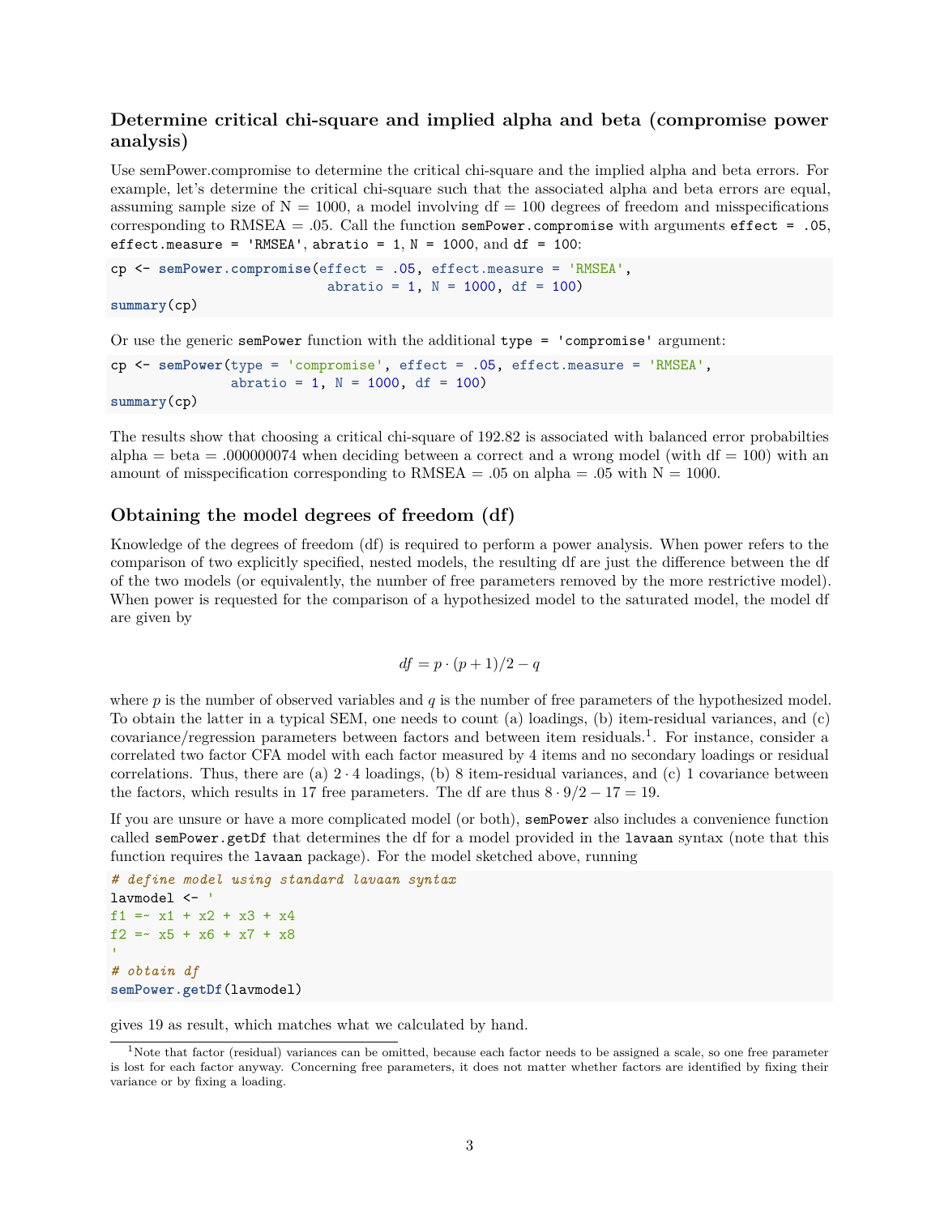### Determine critical chi-square and implied alpha and beta (compromise power analysis)

Use semPower.compromise to determine the critical chi-square and the implied alpha and beta errors. For example, let's determine the critical chi-square such that the associated alpha and beta errors are equal, assuming sample size of N = 1000, a model involving df = 100 degrees of freedom and misspecifications corresponding to RMSEA = .05. Call the function `semPower.compromise` with arguments `effect = .05`, `effect.measure = 'RMSEA'`, `abratio = 1`, `N = 1000`, and `df = 100`:

```
cp <- semPower.compromise(effect = .05, effect.measure = 'RMSEA',
                          abratio = 1, N = 1000, df = 100)
summary(cp)
```

Or use the generic `semPower` function with the additional `type = 'compromise'` argument:

```
cp <- semPower(type = 'compromise', effect = .05, effect.measure = 'RMSEA',
               abratio = 1, N = 1000, df = 100)
summary(cp)
```

The results show that choosing a critical chi-square of 192.82 is associated with balanced error probabilties alpha = beta = .000000074 when deciding between a correct and a wrong model (with df = 100) with an amount of misspecification corresponding to RMSEA = .05 on alpha = .05 with N = 1000.

### Obtaining the model degrees of freedom (df)

Knowledge of the degrees of freedom (df) is required to perform a power analysis. When power refers to the comparison of two explicitly specified, nested models, the resulting df are just the difference between the df of the two models (or equivalently, the number of free parameters removed by the more restrictive model). When power is requested for the comparison of a hypothesized model to the saturated model, the model df are given by

$$df = p \cdot (p+1)/2 - q$$

where $p$ is the number of observed variables and $q$ is the number of free parameters of the hypothesized model. To obtain the latter in a typical SEM, one needs to count (a) loadings, (b) item-residual variances, and (c) covariance/regression parameters between factors and between item residuals.[1]. For instance, consider a correlated two factor CFA model with each factor measured by 4 items and no secondary loadings or residual correlations. Thus, there are (a) $2 \cdot 4$ loadings, (b) 8 item-residual variances, and (c) 1 covariance between the factors, which results in 17 free parameters. The df are thus $8 \cdot 9/2 - 17 = 19$.

If you are unsure or have a more complicated model (or both), `semPower` also includes a convenience function called `semPower.getDf` that determines the df for a model provided in the `lavaan` syntax (note that this function requires the `lavaan` package). For the model sketched above, running

```
# define model using standard lavaan syntax
lavmodel <- '
f1 =~ x1 + x2 + x3 + x4
f2 =~ x5 + x6 + x7 + x8
'
# obtain df
semPower.getDf(lavmodel)
```

gives 19 as result, which matches what we calculated by hand.

[1] Note that factor (residual) variances can be omitted, because each factor needs to be assigned a scale, so one free parameter is lost for each factor anyway. Concerning free parameters, it does not matter whether factors are identified by fixing their variance or by fixing a loading.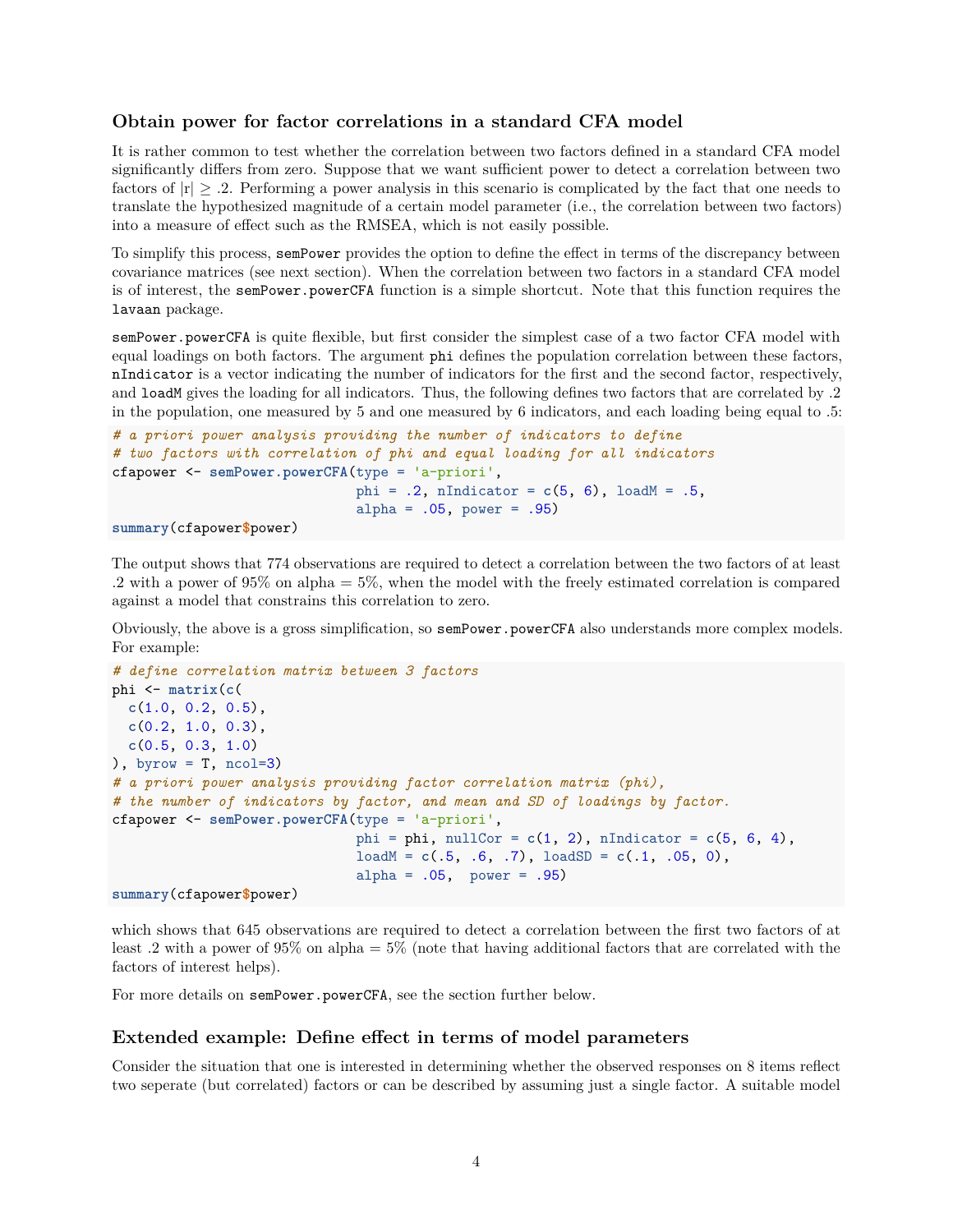### Obtain power for factor correlations in a standard CFA model

It is rather common to test whether the correlation between two factors defined in a standard CFA model significantly differs from zero. Suppose that we want sufficient power to detect a correlation between two factors of $|r| \geq .2$. Performing a power analysis in this scenario is complicated by the fact that one needs to translate the hypothesized magnitude of a certain model parameter (i.e., the correlation between two factors) into a measure of effect such as the RMSEA, which is not easily possible.

To simplify this process, `semPower` provides the option to define the effect in terms of the discrepancy between covariance matrices (see next section). When the correlation between two factors in a standard CFA model is of interest, the `semPower.powerCFA` function is a simple shortcut. Note that this function requires the `lavaan` package.

`semPower.powerCFA` is quite flexible, but first consider the simplest case of a two factor CFA model with equal loadings on both factors. The argument `phi` defines the population correlation between these factors, `nIndicator` is a vector indicating the number of indicators for the first and the second factor, respectively, and `loadM` gives the loading for all indicators. Thus, the following defines two factors that are correlated by .2 in the population, one measured by 5 and one measured by 6 indicators, and each loading being equal to .5:

```
# a priori power analysis providing the number of indicators to define
# two factors with correlation of phi and equal loading for all indicators
cfapower <- semPower.powerCFA(type = 'a-priori',
                              phi = .2, nIndicator = c(5, 6), loadM = .5,
                              alpha = .05, power = .95)
summary(cfapower$power)
```

The output shows that 774 observations are required to detect a correlation between the two factors of at least .2 with a power of 95% on alpha = 5%, when the model with the freely estimated correlation is compared against a model that constrains this correlation to zero.

Obviously, the above is a gross simplification, so `semPower.powerCFA` also understands more complex models. For example:

```
# define correlation matrix between 3 factors
phi <- matrix(c(
  c(1.0, 0.2, 0.5),
  c(0.2, 1.0, 0.3),
  c(0.5, 0.3, 1.0)
), byrow = T, ncol=3)
# a priori power analysis providing factor correlation matrix (phi),
# the number of indicators by factor, and mean and SD of loadings by factor.
cfapower <- semPower.powerCFA(type = 'a-priori',
                              phi = phi, nullCor = c(1, 2), nIndicator = c(5, 6, 4),
                              loadM = c(.5, .6, .7), loadSD = c(.1, .05, 0),
                              alpha = .05,  power = .95)
summary(cfapower$power)
```

which shows that 645 observations are required to detect a correlation between the first two factors of at least .2 with a power of 95% on alpha = 5% (note that having additional factors that are correlated with the factors of interest helps).

For more details on `semPower.powerCFA`, see the section further below.

### Extended example: Define effect in terms of model parameters

Consider the situation that one is interested in determining whether the observed responses on 8 items reflect two seperate (but correlated) factors or can be described by assuming just a single factor. A suitable model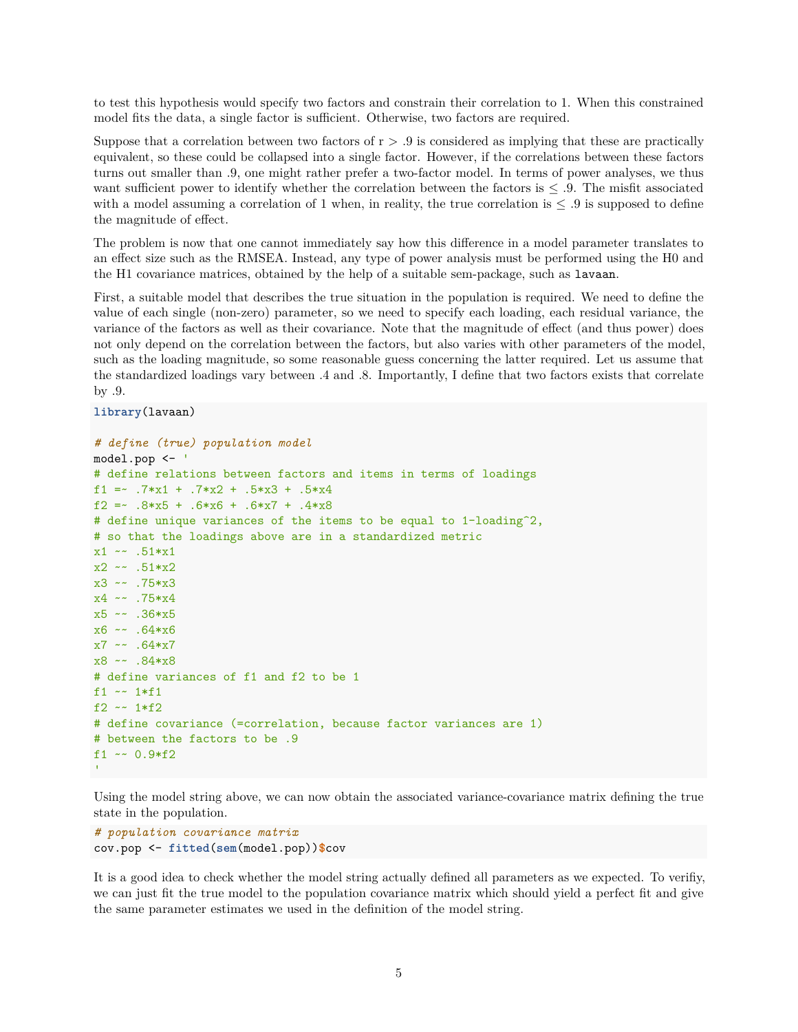to test this hypothesis would specify two factors and constrain their correlation to 1. When this constrained model fits the data, a single factor is sufficient. Otherwise, two factors are required.

Suppose that a correlation between two factors of r > .9 is considered as implying that these are practically equivalent, so these could be collapsed into a single factor. However, if the correlations between these factors turns out smaller than .9, one might rather prefer a two-factor model. In terms of power analyses, we thus want sufficient power to identify whether the correlation between the factors is $\leq$ .9. The misfit associated with a model assuming a correlation of 1 when, in reality, the true correlation is $\leq$ .9 is supposed to define the magnitude of effect.

The problem is now that one cannot immediately say how this difference in a model parameter translates to an effect size such as the RMSEA. Instead, any type of power analysis must be performed using the H0 and the H1 covariance matrices, obtained by the help of a suitable sem-package, such as `lavaan`.

First, a suitable model that describes the true situation in the population is required. We need to define the value of each single (non-zero) parameter, so we need to specify each loading, each residual variance, the variance of the factors as well as their covariance. Note that the magnitude of effect (and thus power) does not only depend on the correlation between the factors, but also varies with other parameters of the model, such as the loading magnitude, so some reasonable guess concerning the latter required. Let us assume that the standardized loadings vary between .4 and .8. Importantly, I define that two factors exists that correlate by .9.

```
library(lavaan)

# define (true) population model
model.pop <- '
# define relations between factors and items in terms of loadings
f1 =~ .7*x1 + .7*x2 + .5*x3 + .5*x4
f2 =~ .8*x5 + .6*x6 + .6*x7 + .4*x8
# define unique variances of the items to be equal to 1-loading^2,
# so that the loadings above are in a standardized metric
x1 ~~ .51*x1
x2 ~~ .51*x2
x3 ~~ .75*x3
x4 ~~ .75*x4
x5 ~~ .36*x5
x6 ~~ .64*x6
x7 ~~ .64*x7
x8 ~~ .84*x8
# define variances of f1 and f2 to be 1
f1 ~~ 1*f1
f2 ~~ 1*f2
# define covariance (=correlation, because factor variances are 1)
# between the factors to be .9
f1 ~~ 0.9*f2
'
```

Using the model string above, we can now obtain the associated variance-covariance matrix defining the true state in the population.

```
# population covariance matrix
cov.pop <- fitted(sem(model.pop))$cov
```

It is a good idea to check whether the model string actually defined all parameters as we expected. To verifiy, we can just fit the true model to the population covariance matrix which should yield a perfect fit and give the same parameter estimates we used in the definition of the model string.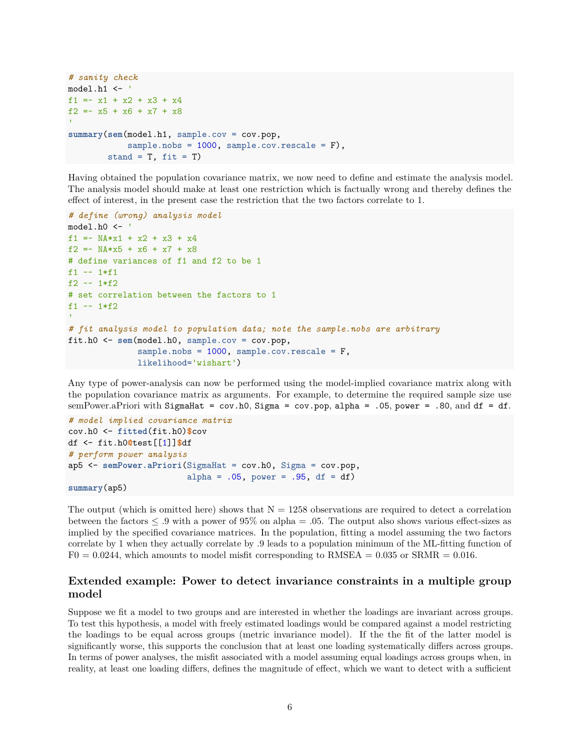```
# sanity check
model.h1 <- '
f1 =~ x1 + x2 + x3 + x4
f2 =~ x5 + x6 + x7 + x8
'
summary(sem(model.h1, sample.cov = cov.pop,
            sample.nobs = 1000, sample.cov.rescale = F),
        stand = T, fit = T)
```

Having obtained the population covariance matrix, we now need to define and estimate the analysis model. The analysis model should make at least one restriction which is factually wrong and thereby defines the effect of interest, in the present case the restriction that the two factors correlate to 1.

```
# define (wrong) analysis model
model.h0 <- '
f1 =~ NA*x1 + x2 + x3 + x4
f2 =~ NA*x5 + x6 + x7 + x8
# define variances of f1 and f2 to be 1
f1 ~~ 1*f1
f2 ~~ 1*f2
# set correlation between the factors to 1
f1 ~~ 1*f2
'
# fit analysis model to population data; note the sample.nobs are arbitrary
fit.h0 <- sem(model.h0, sample.cov = cov.pop,
              sample.nobs = 1000, sample.cov.rescale = F,
              likelihood='wishart')
```

Any type of power-analysis can now be performed using the model-implied covariance matrix along with the population covariance matrix as arguments. For example, to determine the required sample size use semPower.aPriori with `SigmaHat = cov.h0`, `Sigma = cov.pop`, `alpha = .05`, `power = .80`, and `df = df`.

```
# model implied covariance matrix
cov.h0 <- fitted(fit.h0)$cov
df <- fit.h0@test[[1]]$df
# perform power analysis
ap5 <- semPower.aPriori(SigmaHat = cov.h0, Sigma = cov.pop,
                        alpha = .05, power = .95, df = df)
summary(ap5)
```

The output (which is omitted here) shows that N = 1258 observations are required to detect a correlation between the factors $\leq .9$ with a power of 95% on alpha = .05. The output also shows various effect-sizes as implied by the specified covariance matrices. In the population, fitting a model assuming the two factors correlate by 1 when they actually correlate by .9 leads to a population minimum of the ML-fitting function of F0 = 0.0244, which amounts to model misfit corresponding to RMSEA = 0.035 or SRMR = 0.016.

## Extended example: Power to detect invariance constraints in a multiple group model

Suppose we fit a model to two groups and are interested in whether the loadings are invariant across groups. To test this hypothesis, a model with freely estimated loadings would be compared against a model restricting the loadings to be equal across groups (metric invariance model). If the the fit of the latter model is significantly worse, this supports the conclusion that at least one loading systematically differs across groups. In terms of power analyses, the misfit associated with a model assuming equal loadings across groups when, in reality, at least one loading differs, defines the magnitude of effect, which we want to detect with a sufficient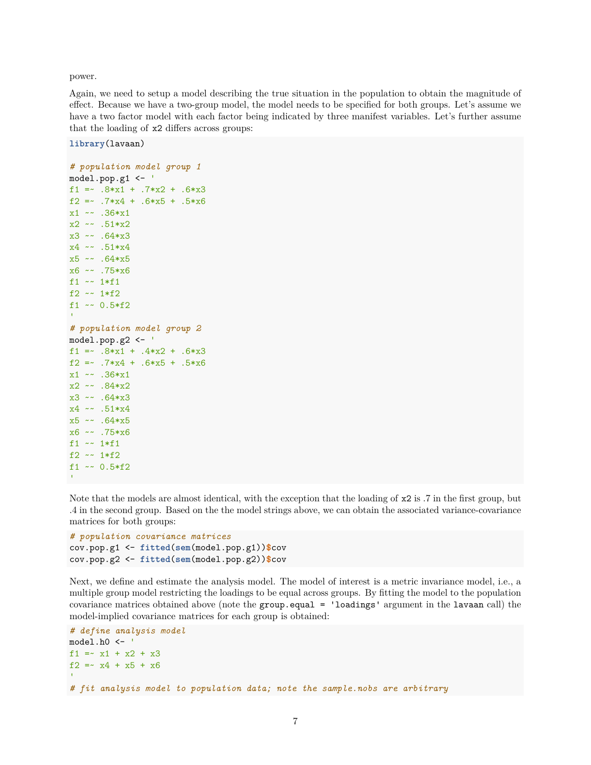power.

Again, we need to setup a model describing the true situation in the population to obtain the magnitude of effect. Because we have a two-group model, the model needs to be specified for both groups. Let's assume we have a two factor model with each factor being indicated by three manifest variables. Let's further assume that the loading of `x2` differs across groups:

```
library(lavaan)

# population model group 1
model.pop.g1 <- '
f1 =~ .8*x1 + .7*x2 + .6*x3
f2 =~ .7*x4 + .6*x5 + .5*x6
x1 ~~ .36*x1
x2 ~~ .51*x2
x3 ~~ .64*x3
x4 ~~ .51*x4
x5 ~~ .64*x5
x6 ~~ .75*x6
f1 ~~ 1*f1
f2 ~~ 1*f2
f1 ~~ 0.5*f2
'
# population model group 2
model.pop.g2 <- '
f1 =~ .8*x1 + .4*x2 + .6*x3
f2 =~ .7*x4 + .6*x5 + .5*x6
x1 ~~ .36*x1
x2 ~~ .84*x2
x3 ~~ .64*x3
x4 ~~ .51*x4
x5 ~~ .64*x5
x6 ~~ .75*x6
f1 ~~ 1*f1
f2 ~~ 1*f2
f1 ~~ 0.5*f2
'
```

Note that the models are almost identical, with the exception that the loading of `x2` is .7 in the first group, but .4 in the second group. Based on the the model strings above, we can obtain the associated variance-covariance matrices for both groups:

```
# population covariance matrices
cov.pop.g1 <- fitted(sem(model.pop.g1))$cov
cov.pop.g2 <- fitted(sem(model.pop.g2))$cov
```

Next, we define and estimate the analysis model. The model of interest is a metric invariance model, i.e., a multiple group model restricting the loadings to be equal across groups. By fitting the model to the population covariance matrices obtained above (note the `group.equal = 'loadings'` argument in the `lavaan` call) the model-implied covariance matrices for each group is obtained:

```
# define analysis model
model.h0 <- '
f1 =~ x1 + x2 + x3
f2 =~ x4 + x5 + x6
'
# fit analysis model to population data; note the sample.nobs are arbitrary
```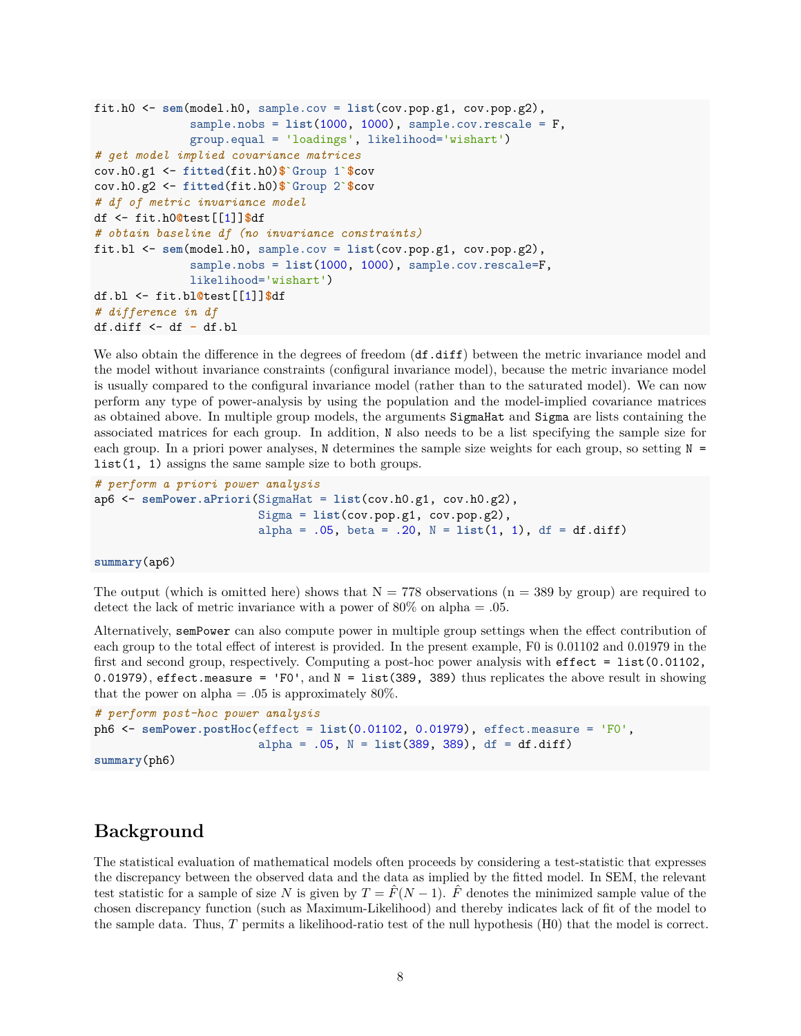```
fit.h0 <- sem(model.h0, sample.cov = list(cov.pop.g1, cov.pop.g2),
              sample.nobs = list(1000, 1000), sample.cov.rescale = F,
              group.equal = 'loadings', likelihood='wishart')
# get model implied covariance matrices
cov.h0.g1 <- fitted(fit.h0)$`Group 1`$cov
cov.h0.g2 <- fitted(fit.h0)$`Group 2`$cov
# df of metric invariance model
df <- fit.h0@test[[1]]$df
# obtain baseline df (no invariance constraints)
fit.bl <- sem(model.h0, sample.cov = list(cov.pop.g1, cov.pop.g2),
              sample.nobs = list(1000, 1000), sample.cov.rescale=F,
              likelihood='wishart')
df.bl <- fit.bl@test[[1]]$df
# difference in df
df.diff <- df - df.bl
```

We also obtain the difference in the degrees of freedom (`df.diff`) between the metric invariance model and the model without invariance constraints (configural invariance model), because the metric invariance model is usually compared to the configural invariance model (rather than to the saturated model). We can now perform any type of power-analysis by using the population and the model-implied covariance matrices as obtained above. In multiple group models, the arguments `SigmaHat` and `Sigma` are lists containing the associated matrices for each group. In addition, `N` also needs to be a list specifying the sample size for each group. In a priori power analyses, `N` determines the sample size weights for each group, so setting `N = list(1, 1)` assigns the same sample size to both groups.

```
# perform a priori power analysis
ap6 <- semPower.aPriori(SigmaHat = list(cov.h0.g1, cov.h0.g2),
                        Sigma = list(cov.pop.g1, cov.pop.g2),
                        alpha = .05, beta = .20, N = list(1, 1), df = df.diff)

summary(ap6)
```

The output (which is omitted here) shows that N = 778 observations (n = 389 by group) are required to detect the lack of metric invariance with a power of 80% on alpha = .05.

Alternatively, `semPower` can also compute power in multiple group settings when the effect contribution of each group to the total effect of interest is provided. In the present example, F0 is 0.01102 and 0.01979 in the first and second group, respectively. Computing a post-hoc power analysis with `effect = list(0.01102, 0.01979)`, `effect.measure = 'F0'`, and `N = list(389, 389)` thus replicates the above result in showing that the power on alpha = .05 is approximately 80%.

```
# perform post-hoc power analysis
ph6 <- semPower.postHoc(effect = list(0.01102, 0.01979), effect.measure = 'F0',
                        alpha = .05, N = list(389, 389), df = df.diff)
summary(ph6)
```

## Background

The statistical evaluation of mathematical models often proceeds by considering a test-statistic that expresses the discrepancy between the observed data and the data as implied by the fitted model. In SEM, the relevant test statistic for a sample of size $N$ is given by $T = \hat{F}(N-1)$. $\hat{F}$ denotes the minimized sample value of the chosen discrepancy function (such as Maximum-Likelihood) and thereby indicates lack of fit of the model to the sample data. Thus, $T$ permits a likelihood-ratio test of the null hypothesis (H0) that the model is correct.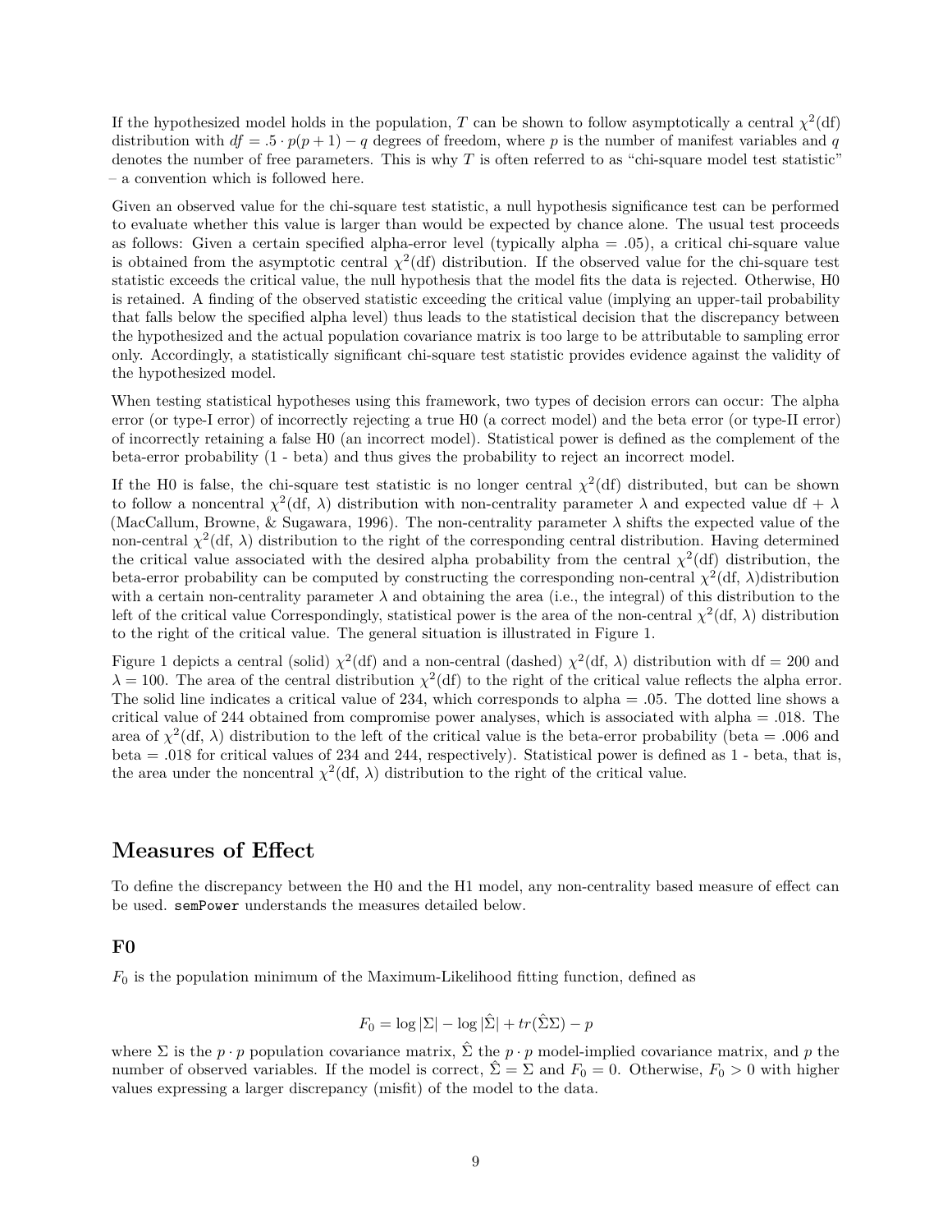If the hypothesized model holds in the population, $T$ can be shown to follow asymptotically a central $\chi^2$(df) distribution with $df = .5 \cdot p(p+1) - q$ degrees of freedom, where $p$ is the number of manifest variables and $q$ denotes the number of free parameters. This is why $T$ is often referred to as "chi-square model test statistic" – a convention which is followed here.

Given an observed value for the chi-square test statistic, a null hypothesis significance test can be performed to evaluate whether this value is larger than would be expected by chance alone. The usual test proceeds as follows: Given a certain specified alpha-error level (typically alpha = .05), a critical chi-square value is obtained from the asymptotic central $\chi^2$(df) distribution. If the observed value for the chi-square test statistic exceeds the critical value, the null hypothesis that the model fits the data is rejected. Otherwise, H0 is retained. A finding of the observed statistic exceeding the critical value (implying an upper-tail probability that falls below the specified alpha level) thus leads to the statistical decision that the discrepancy between the hypothesized and the actual population covariance matrix is too large to be attributable to sampling error only. Accordingly, a statistically significant chi-square test statistic provides evidence against the validity of the hypothesized model.

When testing statistical hypotheses using this framework, two types of decision errors can occur: The alpha error (or type-I error) of incorrectly rejecting a true H0 (a correct model) and the beta error (or type-II error) of incorrectly retaining a false H0 (an incorrect model). Statistical power is defined as the complement of the beta-error probability (1 - beta) and thus gives the probability to reject an incorrect model.

If the H0 is false, the chi-square test statistic is no longer central $\chi^2$(df) distributed, but can be shown to follow a noncentral $\chi^2$(df, $\lambda$) distribution with non-centrality parameter $\lambda$ and expected value df + $\lambda$ (MacCallum, Browne, & Sugawara, 1996). The non-centrality parameter $\lambda$ shifts the expected value of the non-central $\chi^2$(df, $\lambda$) distribution to the right of the corresponding central distribution. Having determined the critical value associated with the desired alpha probability from the central $\chi^2$(df) distribution, the beta-error probability can be computed by constructing the corresponding non-central $\chi^2$(df, $\lambda$)distribution with a certain non-centrality parameter $\lambda$ and obtaining the area (i.e., the integral) of this distribution to the left of the critical value Correspondingly, statistical power is the area of the non-central $\chi^2$(df, $\lambda$) distribution to the right of the critical value. The general situation is illustrated in Figure 1.

Figure 1 depicts a central (solid) $\chi^2$(df) and a non-central (dashed) $\chi^2$(df, $\lambda$) distribution with df = 200 and $\lambda = 100$. The area of the central distribution $\chi^2$(df) to the right of the critical value reflects the alpha error. The solid line indicates a critical value of 234, which corresponds to alpha = .05. The dotted line shows a critical value of 244 obtained from compromise power analyses, which is associated with alpha = .018. The area of $\chi^2$(df, $\lambda$) distribution to the left of the critical value is the beta-error probability (beta = .006 and beta = .018 for critical values of 234 and 244, respectively). Statistical power is defined as 1 - beta, that is, the area under the noncentral $\chi^2$(df, $\lambda$) distribution to the right of the critical value.

## Measures of Effect

To define the discrepancy between the H0 and the H1 model, any non-centrality based measure of effect can be used. `semPower` understands the measures detailed below.

### F0

$F_0$ is the population minimum of the Maximum-Likelihood fitting function, defined as

$$F_0 = \log|\Sigma| - \log|\hat{\Sigma}| + tr(\hat{\Sigma}\Sigma) - p$$

where $\Sigma$ is the $p \cdot p$ population covariance matrix, $\hat{\Sigma}$ the $p \cdot p$ model-implied covariance matrix, and $p$ the number of observed variables. If the model is correct, $\hat{\Sigma} = \Sigma$ and $F_0 = 0$. Otherwise, $F_0 > 0$ with higher values expressing a larger discrepancy (misfit) of the model to the data.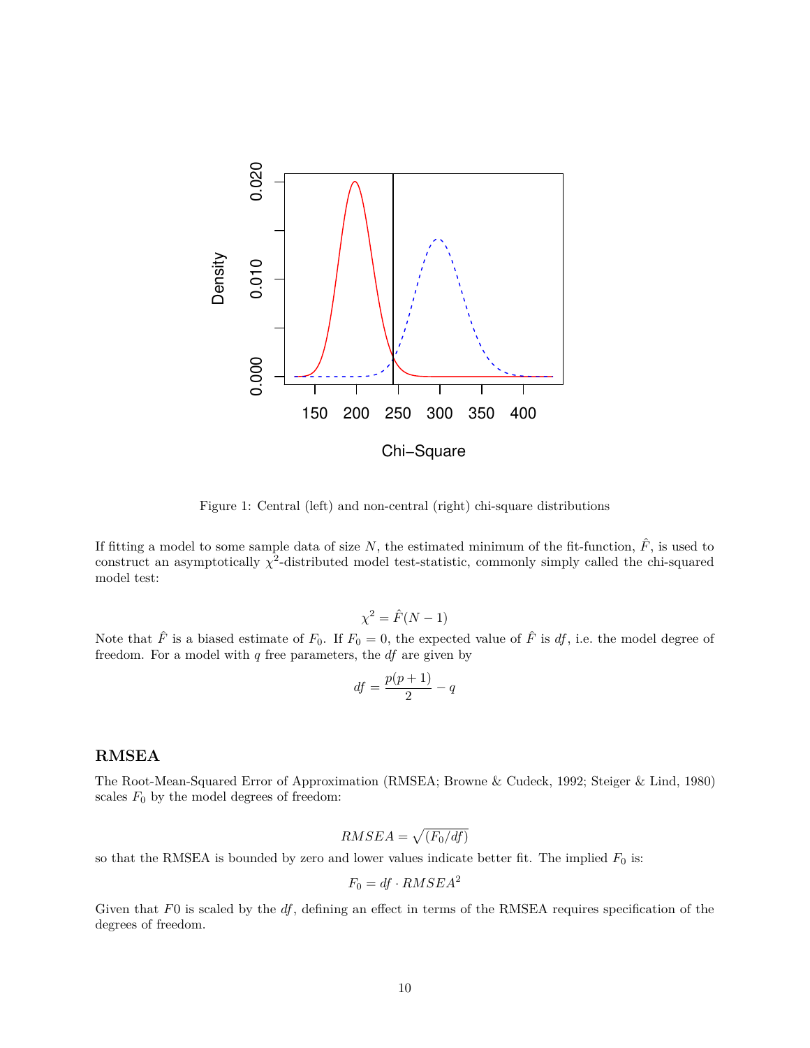Figure 1: Central (left) and non-central (right) chi-square distributions

If fitting a model to some sample data of size $N$, the estimated minimum of the fit-function, $\hat{F}$, is used to construct an asymptotically $\chi^2$-distributed model test-statistic, commonly simply called the chi-squared model test:

$$\chi^2 = \hat{F}(N - 1)$$

Note that $\hat{F}$ is a biased estimate of $F_0$. If $F_0 = 0$, the expected value of $\hat{F}$ is $df$, i.e. the model degree of freedom. For a model with $q$ free parameters, the $df$ are given by

$$df = \frac{p(p+1)}{2} - q$$

## RMSEA

The Root-Mean-Squared Error of Approximation (RMSEA; Browne & Cudeck, 1992; Steiger & Lind, 1980) scales $F_0$ by the model degrees of freedom:

$$RMSEA = \sqrt{(F_0/df)}$$

so that the RMSEA is bounded by zero and lower values indicate better fit. The implied $F_0$ is:

$$F_0 = df \cdot RMSEA^2$$

Given that $F0$ is scaled by the $df$, defining an effect in terms of the RMSEA requires specification of the degrees of freedom.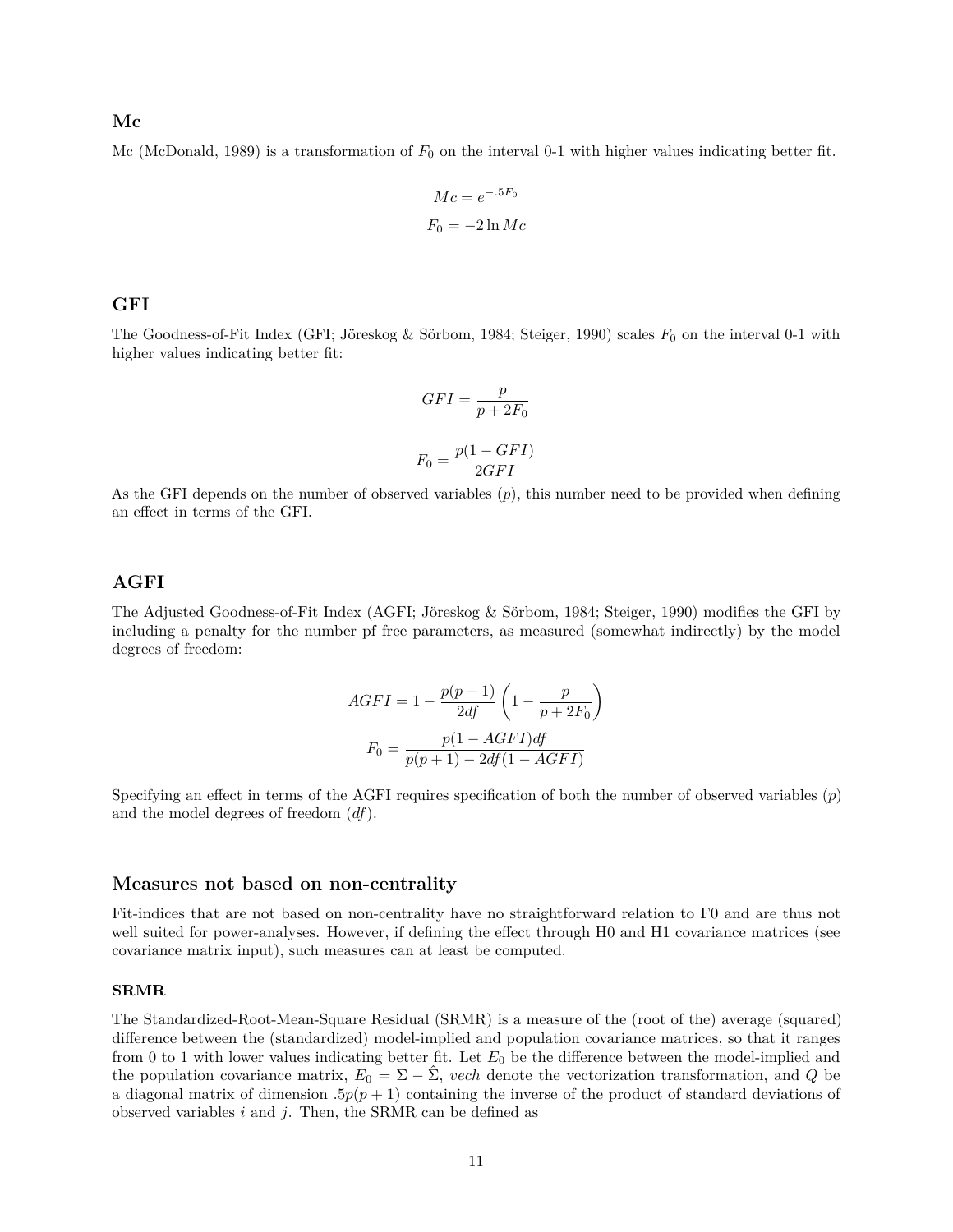### Mc

Mc (McDonald, 1989) is a transformation of $F_0$ on the interval 0-1 with higher values indicating better fit.

$$Mc = e^{-.5F_0}$$

$$F_0 = -2 \ln Mc$$

### GFI

The Goodness-of-Fit Index (GFI; Jöreskog & Sörbom, 1984; Steiger, 1990) scales $F_0$ on the interval 0-1 with higher values indicating better fit:

$$GFI = \frac{p}{p + 2F_0}$$

$$F_0 = \frac{p(1 - GFI)}{2GFI}$$

As the GFI depends on the number of observed variables ($p$), this number need to be provided when defining an effect in terms of the GFI.

## AGFI

The Adjusted Goodness-of-Fit Index (AGFI; Jöreskog & Sörbom, 1984; Steiger, 1990) modifies the GFI by including a penalty for the number pf free parameters, as measured (somewhat indirectly) by the model degrees of freedom:

$$AGFI = 1 - \frac{p(p+1)}{2df}\left(1 - \frac{p}{p + 2F_0}\right)$$

$$F_0 = \frac{p(1 - AGFI)df}{p(p+1) - 2df(1 - AGFI)}$$

Specifying an effect in terms of the AGFI requires specification of both the number of observed variables ($p$) and the model degrees of freedom ($df$).

### Measures not based on non-centrality

Fit-indices that are not based on non-centrality have no straightforward relation to F0 and are thus not well suited for power-analyses. However, if defining the effect through H0 and H1 covariance matrices (see covariance matrix input), such measures can at least be computed.

#### SRMR

The Standardized-Root-Mean-Square Residual (SRMR) is a measure of the (root of the) average (squared) difference between the (standardized) model-implied and population covariance matrices, so that it ranges from 0 to 1 with lower values indicating better fit. Let $E_0$ be the difference between the model-implied and the population covariance matrix, $E_0 = \Sigma - \hat{\Sigma}$, *vech* denote the vectorization transformation, and $Q$ be a diagonal matrix of dimension $.5p(p+1)$ containing the inverse of the product of standard deviations of observed variables $i$ and $j$. Then, the SRMR can be defined as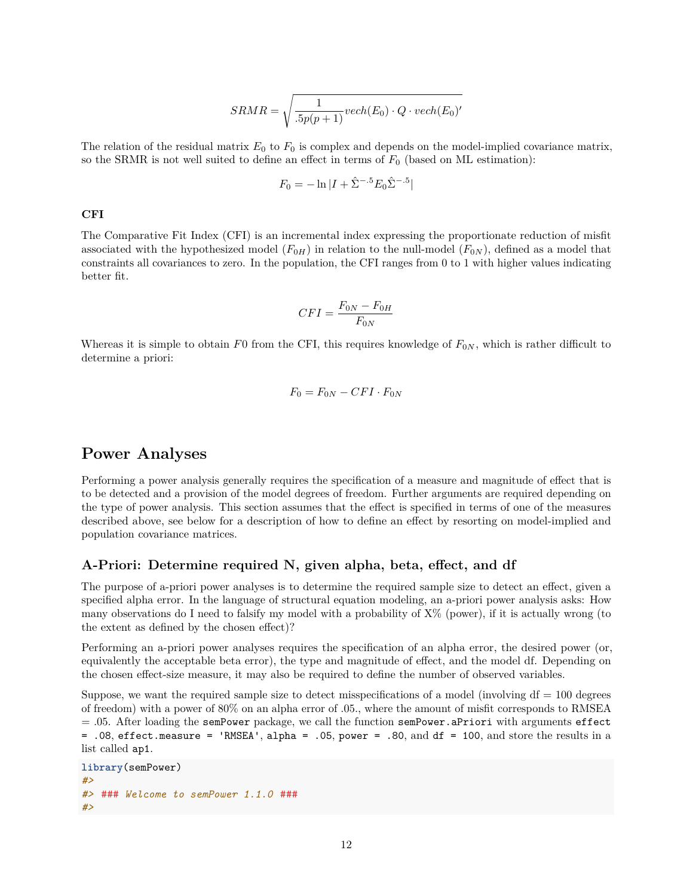$$SRMR = \sqrt{\frac{1}{.5p(p+1)} vech(E_0) \cdot Q \cdot vech(E_0)'}$$

The relation of the residual matrix $E_0$ to $F_0$ is complex and depends on the model-implied covariance matrix, so the SRMR is not well suited to define an effect in terms of $F_0$ (based on ML estimation):

$$F_0 = -\ln |I + \hat{\Sigma}^{-.5} E_0 \hat{\Sigma}^{-.5}|$$

**CFI**

The Comparative Fit Index (CFI) is an incremental index expressing the proportionate reduction of misfit associated with the hypothesized model ($F_{0H}$) in relation to the null-model ($F_{0N}$), defined as a model that constraints all covariances to zero. In the population, the CFI ranges from 0 to 1 with higher values indicating better fit.

$$CFI = \frac{F_{0N} - F_{0H}}{F_{0N}}$$

Whereas it is simple to obtain $F0$ from the CFI, this requires knowledge of $F_{0N}$, which is rather difficult to determine a priori:

$$F_0 = F_{0N} - CFI \cdot F_{0N}$$

# Power Analyses

Performing a power analysis generally requires the specification of a measure and magnitude of effect that is to be detected and a provision of the model degrees of freedom. Further arguments are required depending on the type of power analysis. This section assumes that the effect is specified in terms of one of the measures described above, see below for a description of how to define an effect by resorting on model-implied and population covariance matrices.

## A-Priori: Determine required N, given alpha, beta, effect, and df

The purpose of a-priori power analyses is to determine the required sample size to detect an effect, given a specified alpha error. In the language of structural equation modeling, an a-priori power analysis asks: How many observations do I need to falsify my model with a probability of X% (power), if it is actually wrong (to the extent as defined by the chosen effect)?

Performing an a-priori power analyses requires the specification of an alpha error, the desired power (or, equivalently the acceptable beta error), the type and magnitude of effect, and the model df. Depending on the chosen effect-size measure, it may also be required to define the number of observed variables.

Suppose, we want the required sample size to detect misspecifications of a model (involving df = 100 degrees of freedom) with a power of 80% on an alpha error of .05., where the amount of misfit corresponds to RMSEA = .05. After loading the `semPower` package, we call the function `semPower.aPriori` with arguments `effect = .08`, `effect.measure = 'RMSEA'`, `alpha = .05`, `power = .80`, and `df = 100`, and store the results in a list called `ap1`.

```
library(semPower)
#>
#> ### Welcome to semPower 1.1.0 ###
#>
```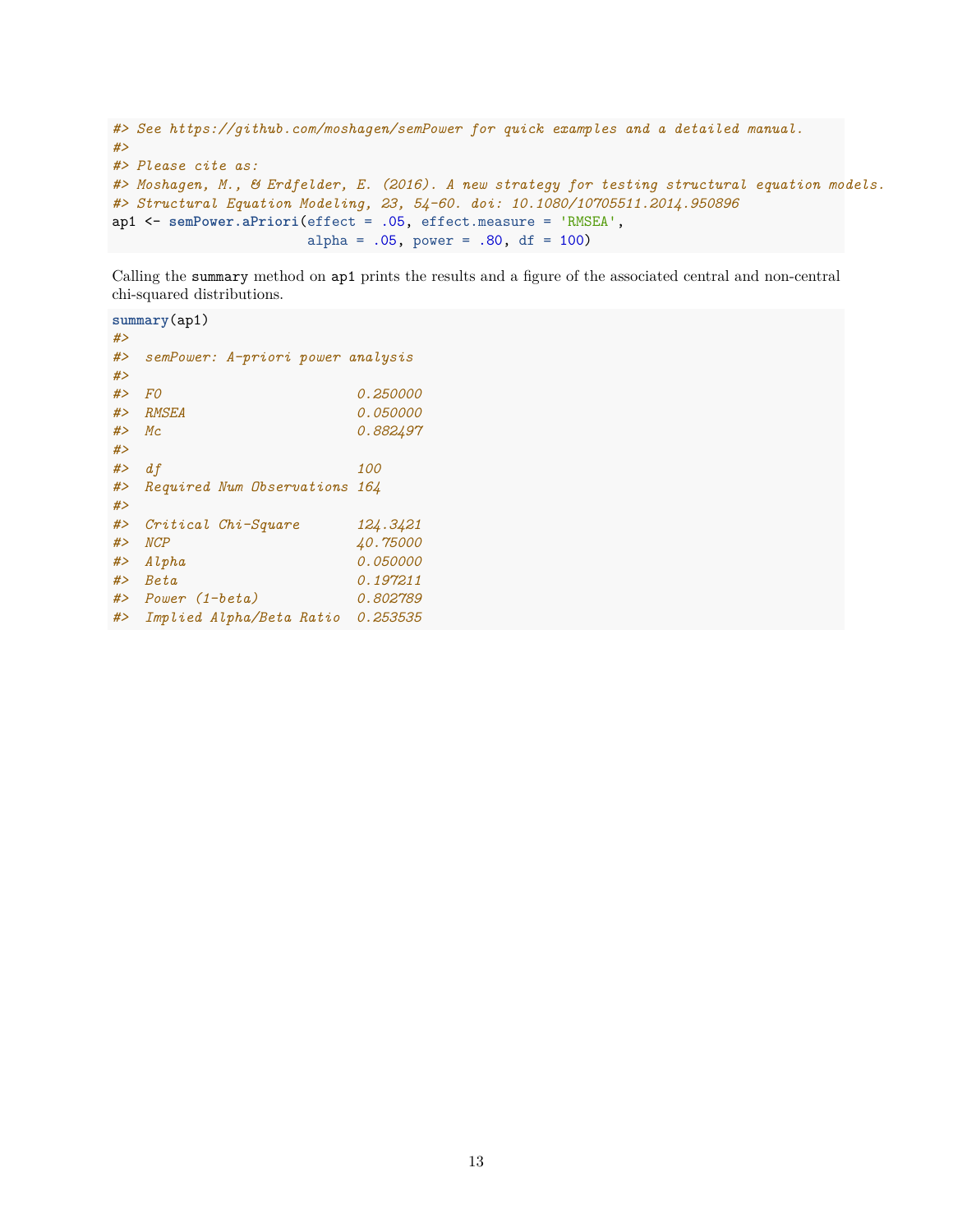```r
#> See https://github.com/moshagen/semPower for quick examples and a detailed manual.
#>
#> Please cite as:
#> Moshagen, M., & Erdfelder, E. (2016). A new strategy for testing structural equation models.
#> Structural Equation Modeling, 23, 54-60. doi: 10.1080/10705511.2014.950896
ap1 <- semPower.aPriori(effect = .05, effect.measure = 'RMSEA',
                        alpha = .05, power = .80, df = 100)
```

Calling the summary method on ap1 prints the results and a figure of the associated central and non-central chi-squared distributions.

```r
summary(ap1)
#>
#>  semPower: A-priori power analysis
#>
#>  F0                        0.250000
#>  RMSEA                     0.050000
#>  Mc                        0.882497
#>
#>  df                        100
#>  Required Num Observations 164
#>
#>  Critical Chi-Square       124.3421
#>  NCP                       40.75000
#>  Alpha                     0.050000
#>  Beta                      0.197211
#>  Power (1-beta)            0.802789
#>  Implied Alpha/Beta Ratio  0.253535
```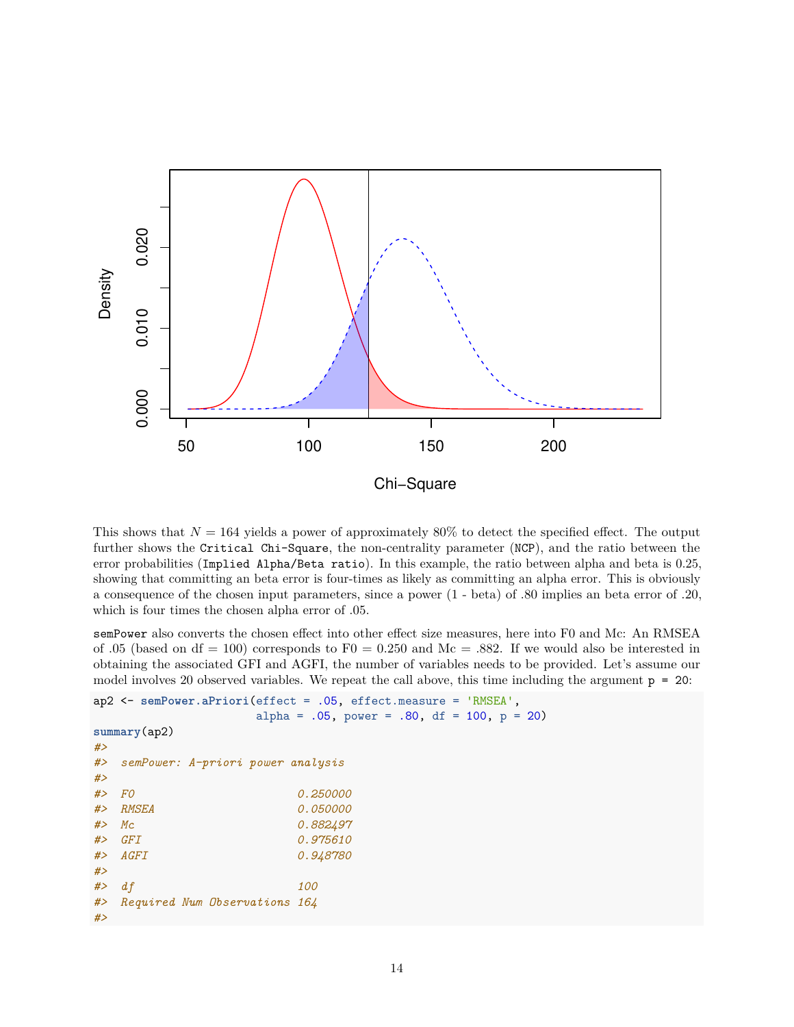This shows that $N = 164$ yields a power of approximately 80% to detect the specified effect. The output further shows the `Critical Chi-Square`, the non-centrality parameter (`NCP`), and the ratio between the error probabilities (`Implied Alpha/Beta ratio`). In this example, the ratio between alpha and beta is 0.25, showing that committing an beta error is four-times as likely as committing an alpha error. This is obviously a consequence of the chosen input parameters, since a power (1 - beta) of .80 implies an beta error of .20, which is four times the chosen alpha error of .05.

`semPower` also converts the chosen effect into other effect size measures, here into F0 and Mc: An RMSEA of .05 (based on df = 100) corresponds to F0 = 0.250 and Mc = .882. If we would also be interested in obtaining the associated GFI and AGFI, the number of variables needs to be provided. Let's assume our model involves 20 observed variables. We repeat the call above, this time including the argument `p = 20`:

```
ap2 <- semPower.aPriori(effect = .05, effect.measure = 'RMSEA',
                        alpha = .05, power = .80, df = 100, p = 20)
summary(ap2)
#>
#>  semPower: A-priori power analysis
#>
#>  F0                          0.250000
#>  RMSEA                       0.050000
#>  Mc                          0.882497
#>  GFI                         0.975610
#>  AGFI                        0.948780
#>
#>  df                          100
#>  Required Num Observations 164
#>
```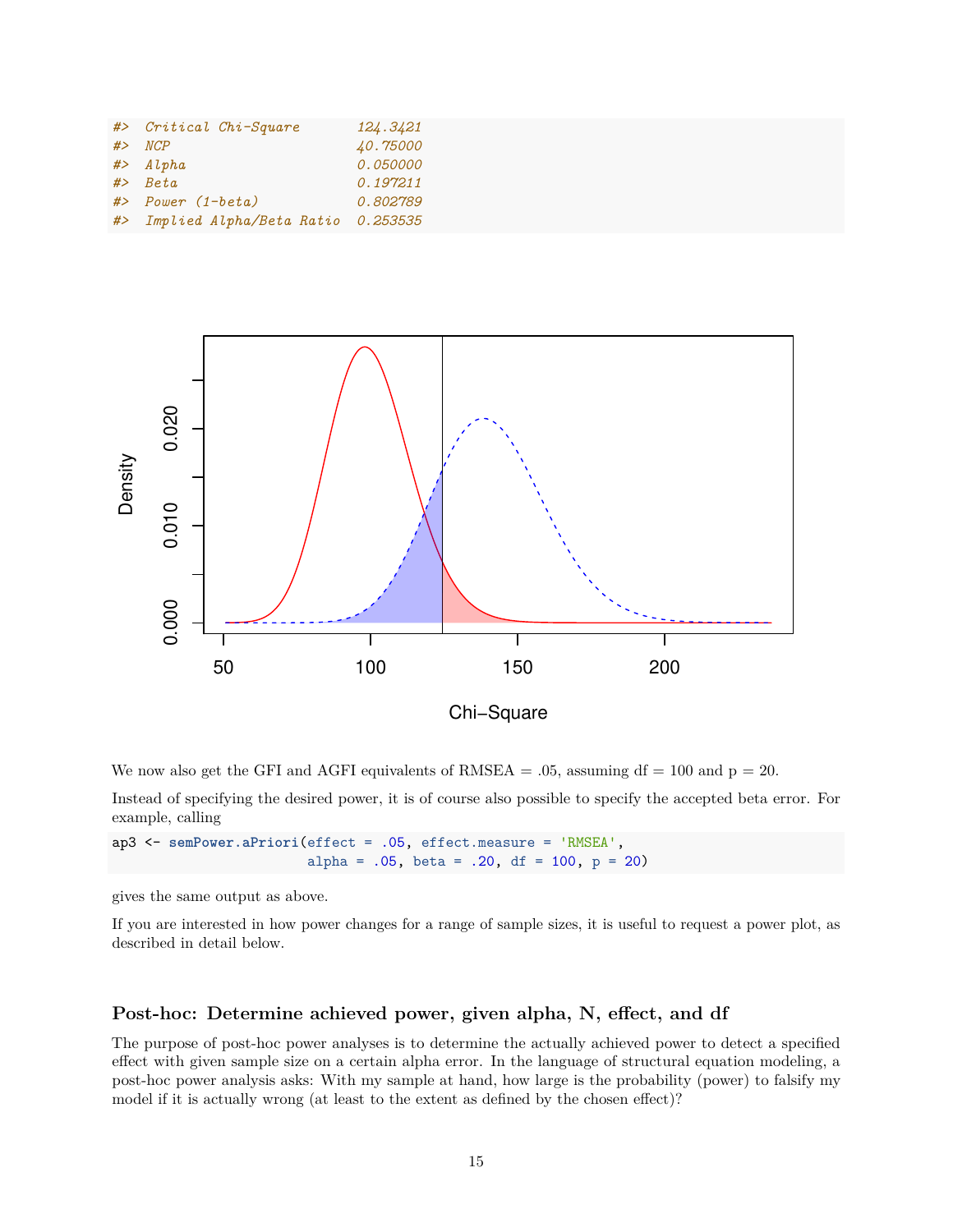```
#>  Critical Chi-Square       124.3421
#>  NCP                       40.75000
#>  Alpha                     0.050000
#>  Beta                      0.197211
#>  Power (1-beta)            0.802789
#>  Implied Alpha/Beta Ratio  0.253535
```

We now also get the GFI and AGFI equivalents of RMSEA = .05, assuming df = 100 and p = 20.

Instead of specifying the desired power, it is of course also possible to specify the accepted beta error. For example, calling

```r
ap3 <- semPower.aPriori(effect = .05, effect.measure = 'RMSEA',
                         alpha = .05, beta = .20, df = 100, p = 20)
```

gives the same output as above.

If you are interested in how power changes for a range of sample sizes, it is useful to request a power plot, as described in detail below.

### Post-hoc: Determine achieved power, given alpha, N, effect, and df

The purpose of post-hoc power analyses is to determine the actually achieved power to detect a specified effect with given sample size on a certain alpha error. In the language of structural equation modeling, a post-hoc power analysis asks: With my sample at hand, how large is the probability (power) to falsify my model if it is actually wrong (at least to the extent as defined by the chosen effect)?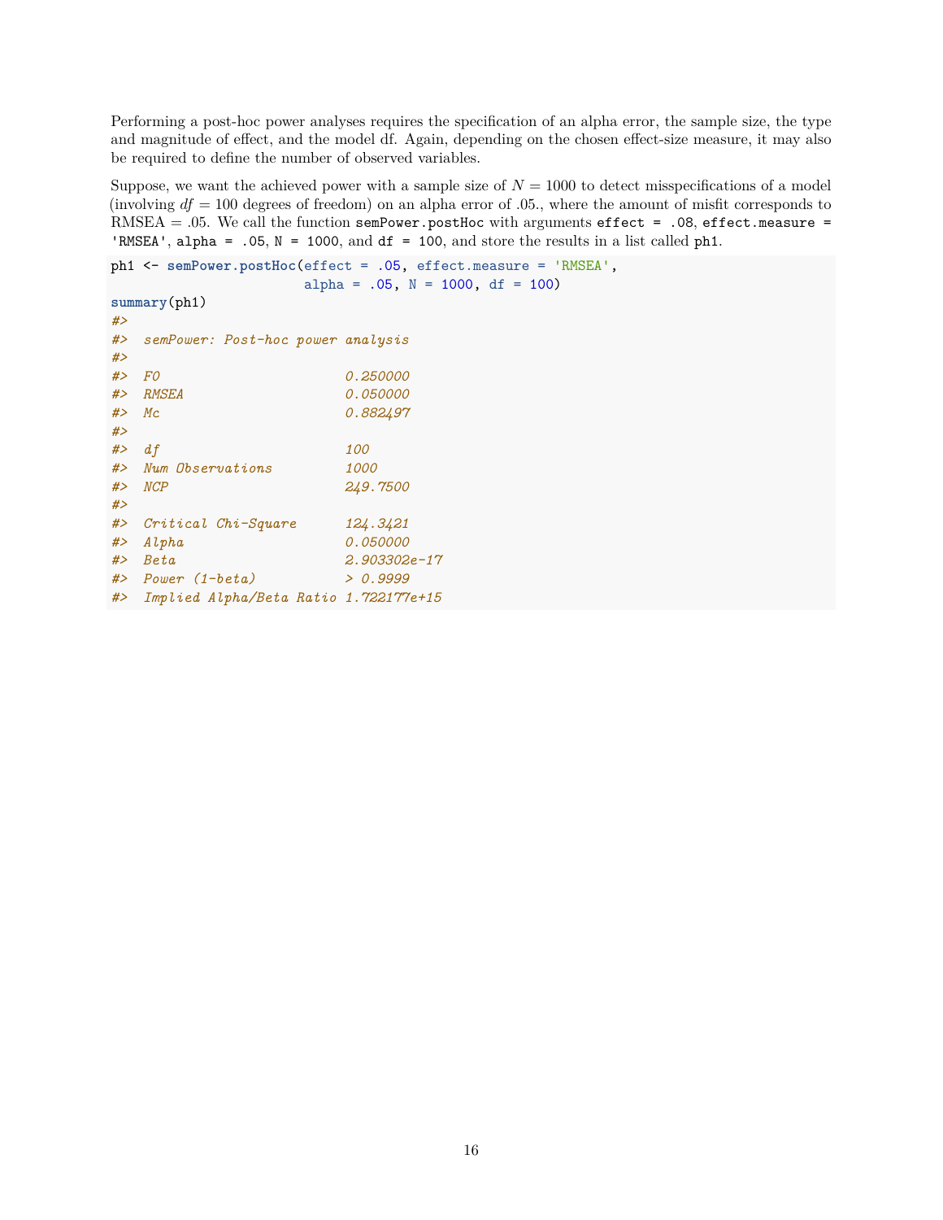Performing a post-hoc power analyses requires the specification of an alpha error, the sample size, the type and magnitude of effect, and the model df. Again, depending on the chosen effect-size measure, it may also be required to define the number of observed variables.

Suppose, we want the achieved power with a sample size of $N = 1000$ to detect misspecifications of a model (involving $df = 100$ degrees of freedom) on an alpha error of .05., where the amount of misfit corresponds to RMSEA = .05. We call the function `semPower.postHoc` with arguments `effect = .08`, `effect.measure = 'RMSEA'`, `alpha = .05`, `N = 1000`, and `df = 100`, and store the results in a list called `ph1`.

```
ph1 <- semPower.postHoc(effect = .05, effect.measure = 'RMSEA',
                        alpha = .05, N = 1000, df = 100)
summary(ph1)
#>
#>  semPower: Post-hoc power analysis
#>
#>  F0                        0.250000
#>  RMSEA                     0.050000
#>  Mc                        0.882497
#>
#>  df                        100
#>  Num Observations          1000
#>  NCP                       249.7500
#>
#>  Critical Chi-Square       124.3421
#>  Alpha                     0.050000
#>  Beta                      2.903302e-17
#>  Power (1-beta)            > 0.9999
#>  Implied Alpha/Beta Ratio 1.722177e+15
```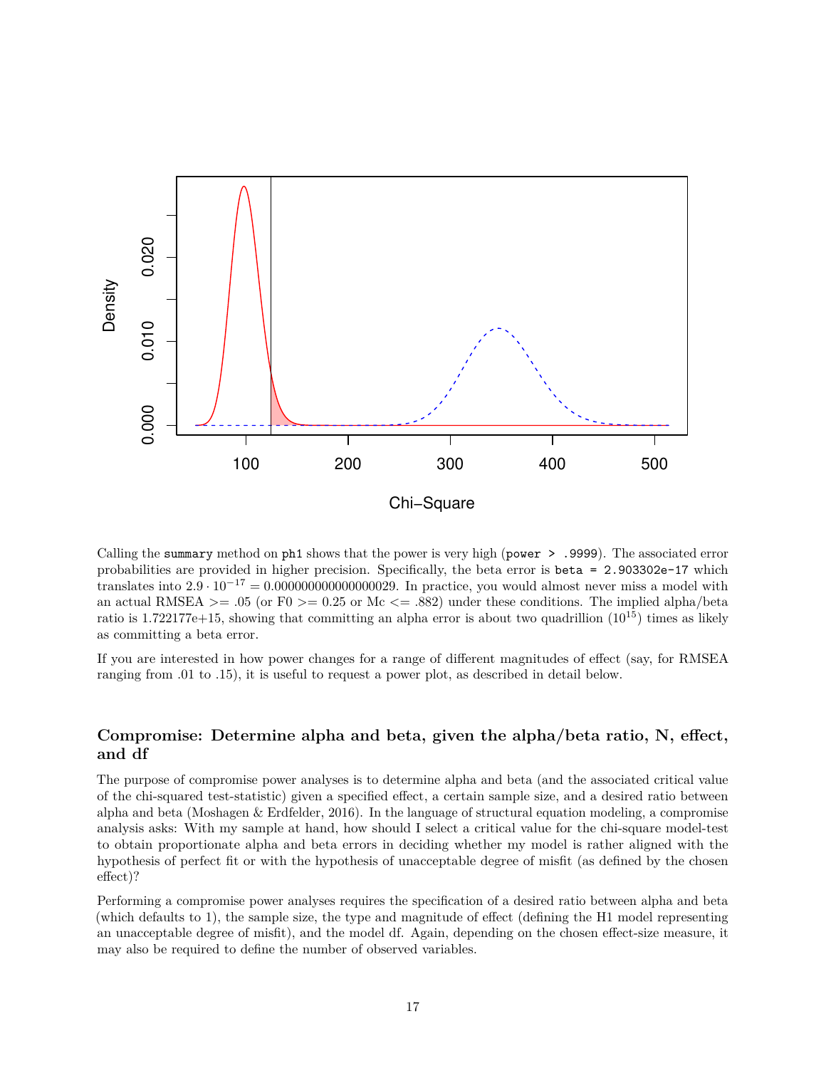Calling the `summary` method on `ph1` shows that the power is very high (`power > .9999`). The associated error probabilities are provided in higher precision. Specifically, the beta error is `beta = 2.903302e-17` which translates into $2.9 \cdot 10^{-17} = 0.000000000000000029$. In practice, you would almost never miss a model with an actual RMSEA >= .05 (or F0 >= 0.25 or Mc <= .882) under these conditions. The implied alpha/beta ratio is 1.722177e+15, showing that committing an alpha error is about two quadrillion ($10^{15}$) times as likely as committing a beta error.

If you are interested in how power changes for a range of different magnitudes of effect (say, for RMSEA ranging from .01 to .15), it is useful to request a power plot, as described in detail below.

### Compromise: Determine alpha and beta, given the alpha/beta ratio, N, effect, and df

The purpose of compromise power analyses is to determine alpha and beta (and the associated critical value of the chi-squared test-statistic) given a specified effect, a certain sample size, and a desired ratio between alpha and beta (Moshagen & Erdfelder, 2016). In the language of structural equation modeling, a compromise analysis asks: With my sample at hand, how should I select a critical value for the chi-square model-test to obtain proportionate alpha and beta errors in deciding whether my model is rather aligned with the hypothesis of perfect fit or with the hypothesis of unacceptable degree of misfit (as defined by the chosen effect)?

Performing a compromise power analyses requires the specification of a desired ratio between alpha and beta (which defaults to 1), the sample size, the type and magnitude of effect (defining the H1 model representing an unacceptable degree of misfit), and the model df. Again, depending on the chosen effect-size measure, it may also be required to define the number of observed variables.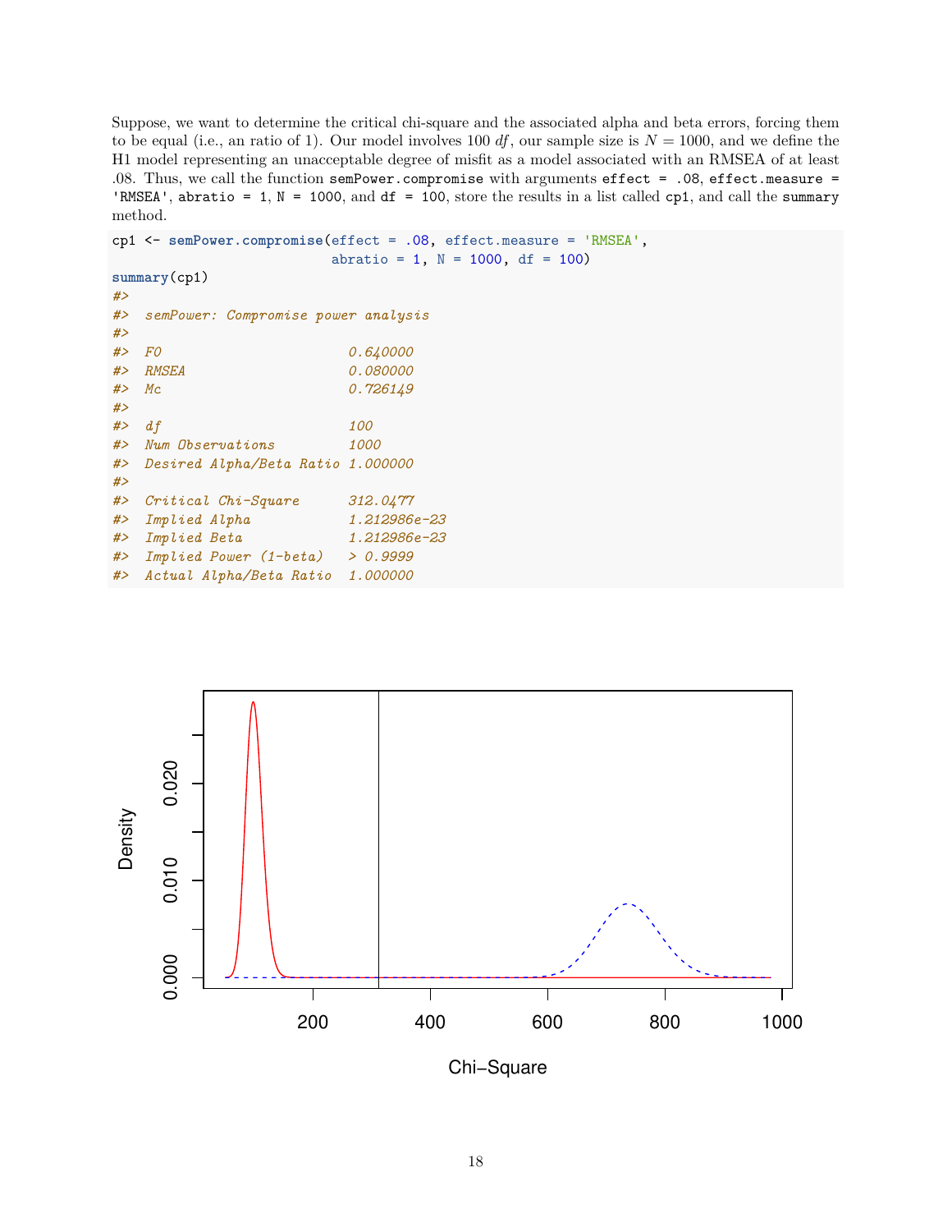Suppose, we want to determine the critical chi-square and the associated alpha and beta errors, forcing them to be equal (i.e., an ratio of 1). Our model involves 100 *df*, our sample size is $N = 1000$, and we define the H1 model representing an unacceptable degree of misfit as a model associated with an RMSEA of at least .08. Thus, we call the function `semPower.compromise` with arguments `effect = .08`, `effect.measure = 'RMSEA'`, `abratio = 1`, `N = 1000`, and `df = 100`, store the results in a list called `cp1`, and call the `summary` method.

```
cp1 <- semPower.compromise(effect = .08, effect.measure = 'RMSEA',
                           abratio = 1, N = 1000, df = 100)
summary(cp1)
#>
#>  semPower: Compromise power analysis
#>
#>  F0                         0.640000
#>  RMSEA                      0.080000
#>  Mc                         0.726149
#>
#>  df                         100
#>  Num Observations           1000
#>  Desired Alpha/Beta Ratio 1.000000
#>
#>  Critical Chi-Square        312.0477
#>  Implied Alpha              1.212986e-23
#>  Implied Beta               1.212986e-23
#>  Implied Power (1-beta)     > 0.9999
#>  Actual Alpha/Beta Ratio    1.000000
```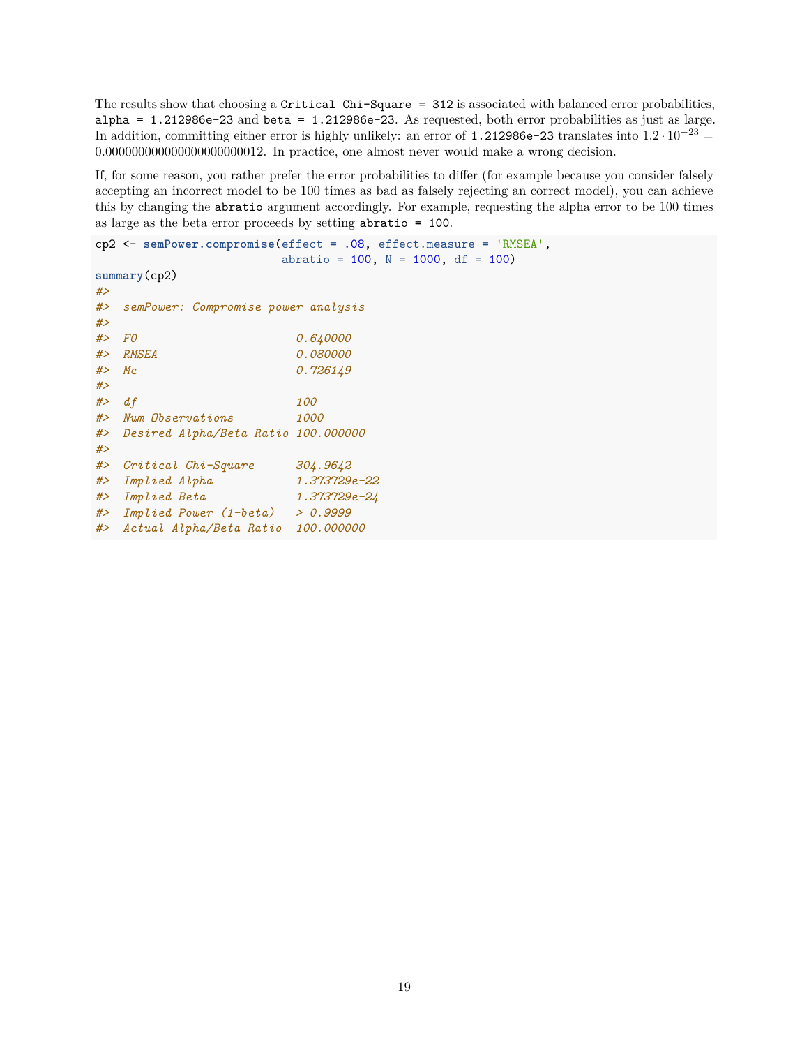The results show that choosing a `Critical Chi-Square = 312` is associated with balanced error probabilities, `alpha = 1.212986e-23` and `beta = 1.212986e-23`. As requested, both error probabilities as just as large. In addition, committing either error is highly unlikely: an error of `1.212986e-23` translates into $1.2 \cdot 10^{-23} = 0.000000000000000000000012$. In practice, one almost never would make a wrong decision.

If, for some reason, you rather prefer the error probabilities to differ (for example because you consider falsely accepting an incorrect model to be 100 times as bad as falsely rejecting an correct model), you can achieve this by changing the `abratio` argument accordingly. For example, requesting the alpha error to be 100 times as large as the beta error proceeds by setting `abratio = 100`.

```
cp2 <- semPower.compromise(effect = .08, effect.measure = 'RMSEA',
                           abratio = 100, N = 1000, df = 100)
summary(cp2)
#>
#>  semPower: Compromise power analysis
#>
#>  F0                         0.640000
#>  RMSEA                      0.080000
#>  Mc                         0.726149
#>
#>  df                         100
#>  Num Observations           1000
#>  Desired Alpha/Beta Ratio   100.000000
#>
#>  Critical Chi-Square        304.9642
#>  Implied Alpha              1.373729e-22
#>  Implied Beta               1.373729e-24
#>  Implied Power (1-beta)     > 0.9999
#>  Actual Alpha/Beta Ratio    100.000000
```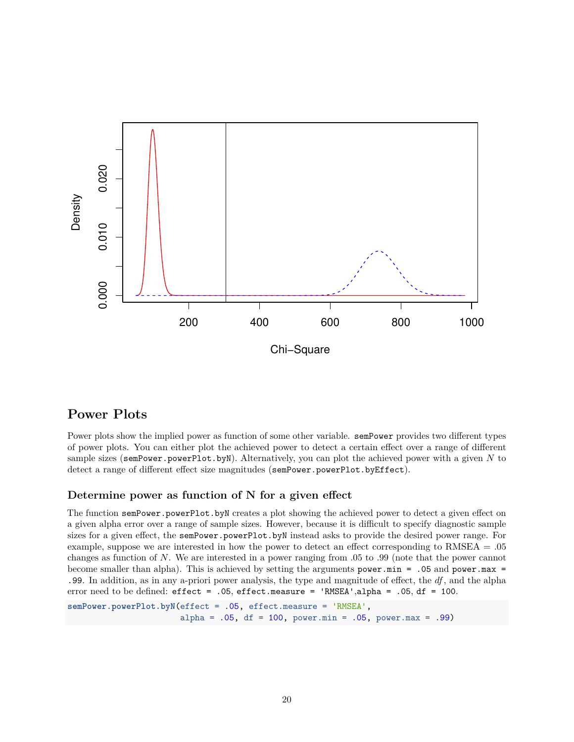## Power Plots

Power plots show the implied power as function of some other variable. `semPower` provides two different types of power plots. You can either plot the achieved power to detect a certain effect over a range of different sample sizes (`semPower.powerPlot.byN`). Alternatively, you can plot the achieved power with a given $N$ to detect a range of different effect size magnitudes (`semPower.powerPlot.byEffect`).

### Determine power as function of N for a given effect

The function `semPower.powerPlot.byN` creates a plot showing the achieved power to detect a given effect on a given alpha error over a range of sample sizes. However, because it is difficult to specify diagnostic sample sizes for a given effect, the `semPower.powerPlot.byN` instead asks to provide the desired power range. For example, suppose we are interested in how the power to detect an effect corresponding to RMSEA = .05 changes as function of $N$. We are interested in a power ranging from .05 to .99 (note that the power cannot become smaller than alpha). This is achieved by setting the arguments `power.min = .05` and `power.max = .99`. In addition, as in any a-priori power analysis, the type and magnitude of effect, the *df*, and the alpha error need to be defined: `effect = .05`, `effect.measure = 'RMSEA'`,`alpha = .05`, `df = 100`.

```
semPower.powerPlot.byN(effect = .05, effect.measure = 'RMSEA',
                       alpha = .05, df = 100, power.min = .05, power.max = .99)
```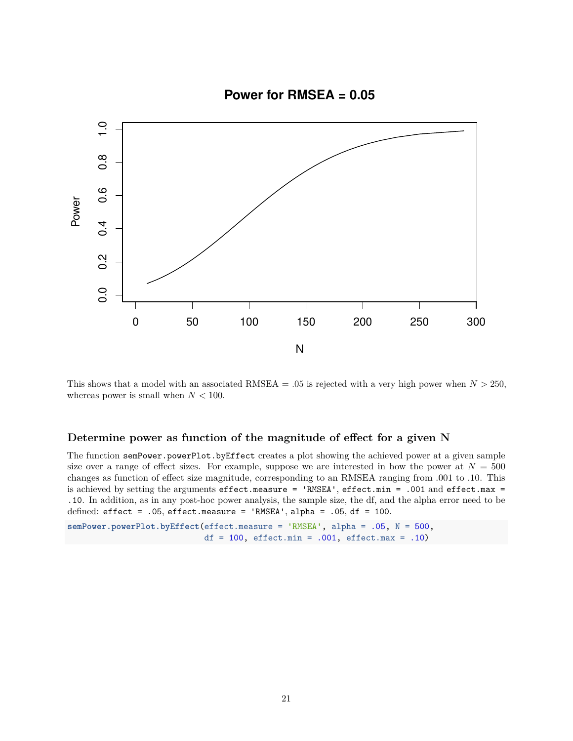This shows that a model with an associated RMSEA = .05 is rejected with a very high power when $N > 250$, whereas power is small when $N < 100$.

### Determine power as function of the magnitude of effect for a given N

The function `semPower.powerPlot.byEffect` creates a plot showing the achieved power at a given sample size over a range of effect sizes. For example, suppose we are interested in how the power at $N = 500$ changes as function of effect size magnitude, corresponding to an RMSEA ranging from .001 to .10. This is achieved by setting the arguments `effect.measure = 'RMSEA'`, `effect.min = .001` and `effect.max = .10`. In addition, as in any post-hoc power analysis, the sample size, the df, and the alpha error need to be defined: `effect = .05`, `effect.measure = 'RMSEA'`, `alpha = .05`, `df = 100`.

```
semPower.powerPlot.byEffect(effect.measure = 'RMSEA', alpha = .05, N = 500,
                            df = 100, effect.min = .001, effect.max = .10)
```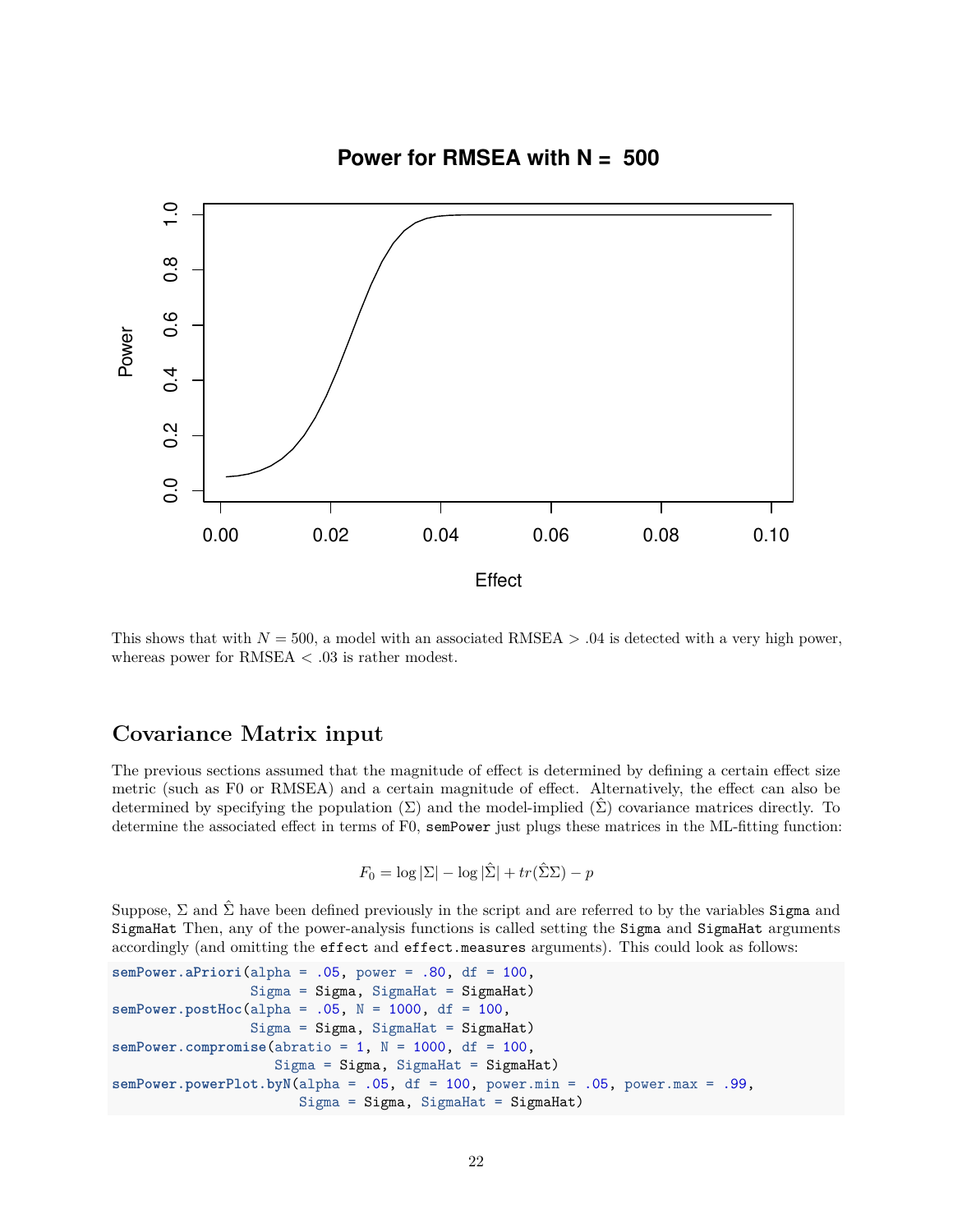This shows that with $N = 500$, a model with an associated RMSEA $> .04$ is detected with a very high power, whereas power for RMSEA $< .03$ is rather modest.

## Covariance Matrix input

The previous sections assumed that the magnitude of effect is determined by defining a certain effect size metric (such as F0 or RMSEA) and a certain magnitude of effect. Alternatively, the effect can also be determined by specifying the population ($\Sigma$) and the model-implied ($\hat{\Sigma}$) covariance matrices directly. To determine the associated effect in terms of F0, `semPower` just plugs these matrices in the ML-fitting function:

$$F_0 = \log|\Sigma| - \log|\hat{\Sigma}| + tr(\hat{\Sigma}\Sigma) - p$$

Suppose, $\Sigma$ and $\hat{\Sigma}$ have been defined previously in the script and are referred to by the variables `Sigma` and `SigmaHat` Then, any of the power-analysis functions is called setting the `Sigma` and `SigmaHat` arguments accordingly (and omitting the `effect` and `effect.measures` arguments). This could look as follows:

```
semPower.aPriori(alpha = .05, power = .80, df = 100,
                 Sigma = Sigma, SigmaHat = SigmaHat)
semPower.postHoc(alpha = .05, N = 1000, df = 100,
                 Sigma = Sigma, SigmaHat = SigmaHat)
semPower.compromise(abratio = 1, N = 1000, df = 100,
                    Sigma = Sigma, SigmaHat = SigmaHat)
semPower.powerPlot.byN(alpha = .05, df = 100, power.min = .05, power.max = .99,
                       Sigma = Sigma, SigmaHat = SigmaHat)
```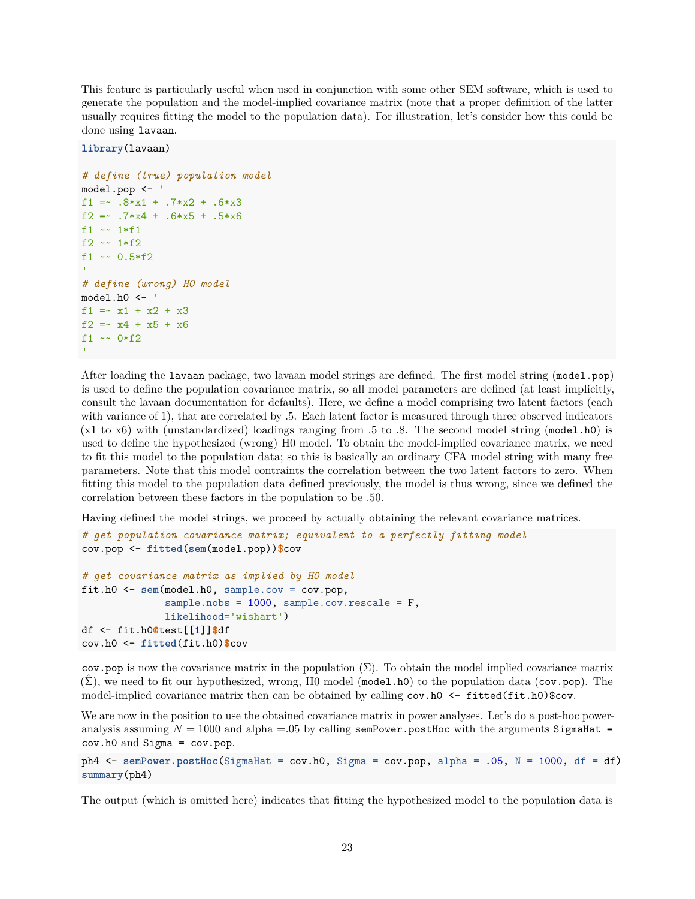This feature is particularly useful when used in conjunction with some other SEM software, which is used to generate the population and the model-implied covariance matrix (note that a proper definition of the latter usually requires fitting the model to the population data). For illustration, let's consider how this could be done using `lavaan`.

```
library(lavaan)

# define (true) population model
model.pop <- '
f1 =~ .8*x1 + .7*x2 + .6*x3
f2 =~ .7*x4 + .6*x5 + .5*x6
f1 ~~ 1*f1
f2 ~~ 1*f2
f1 ~~ 0.5*f2
'
# define (wrong) H0 model
model.h0 <- '
f1 =~ x1 + x2 + x3
f2 =~ x4 + x5 + x6
f1 ~~ 0*f2
'
```

After loading the `lavaan` package, two lavaan model strings are defined. The first model string (`model.pop`) is used to define the population covariance matrix, so all model parameters are defined (at least implicitly, consult the lavaan documentation for defaults). Here, we define a model comprising two latent factors (each with variance of 1), that are correlated by .5. Each latent factor is measured through three observed indicators (x1 to x6) with (unstandardized) loadings ranging from .5 to .8. The second model string (`model.h0`) is used to define the hypothesized (wrong) H0 model. To obtain the model-implied covariance matrix, we need to fit this model to the population data; so this is basically an ordinary CFA model string with many free parameters. Note that this model contraints the correlation between the two latent factors to zero. When fitting this model to the population data defined previously, the model is thus wrong, since we defined the correlation between these factors in the population to be .50.

Having defined the model strings, we proceed by actually obtaining the relevant covariance matrices.

```
# get population covariance matrix; equivalent to a perfectly fitting model
cov.pop <- fitted(sem(model.pop))$cov

# get covariance matrix as implied by H0 model
fit.h0 <- sem(model.h0, sample.cov = cov.pop,
              sample.nobs = 1000, sample.cov.rescale = F,
              likelihood='wishart')
df <- fit.h0@test[[1]]$df
cov.h0 <- fitted(fit.h0)$cov
```

`cov.pop` is now the covariance matrix in the population ($\Sigma$). To obtain the model implied covariance matrix ($\hat{\Sigma}$), we need to fit our hypothesized, wrong, H0 model (`model.h0`) to the population data (`cov.pop`). The model-implied covariance matrix then can be obtained by calling `cov.h0 <- fitted(fit.h0)$cov`.

We are now in the position to use the obtained covariance matrix in power analyses. Let's do a post-hoc power-analysis assuming $N = 1000$ and alpha =.05 by calling `semPower.postHoc` with the arguments `SigmaHat = cov.h0` and `Sigma = cov.pop`.

```
ph4 <- semPower.postHoc(SigmaHat = cov.h0, Sigma = cov.pop, alpha = .05, N = 1000, df = df)
summary(ph4)
```

The output (which is omitted here) indicates that fitting the hypothesized model to the population data is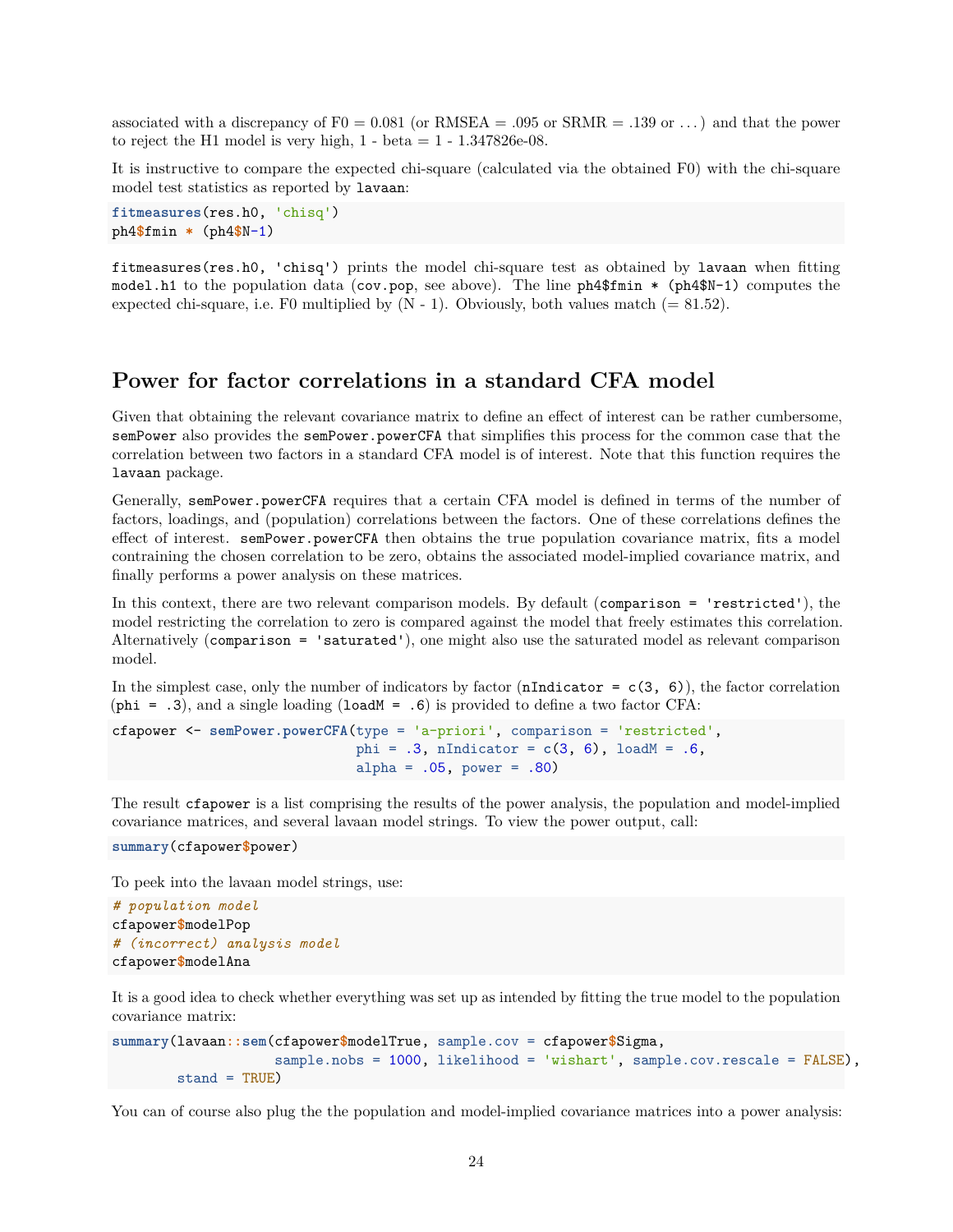associated with a discrepancy of F0 = 0.081 (or RMSEA = .095 or SRMR = .139 or ...) and that the power to reject the H1 model is very high, 1 - beta = 1 - 1.347826e-08.

It is instructive to compare the expected chi-square (calculated via the obtained F0) with the chi-square model test statistics as reported by `lavaan`:

```
fitmeasures(res.h0, 'chisq')
ph4$fmin * (ph4$N-1)
```

`fitmeasures(res.h0, 'chisq')` prints the model chi-square test as obtained by `lavaan` when fitting `model.h1` to the population data (`cov.pop`, see above). The line `ph4$fmin * (ph4$N-1)` computes the expected chi-square, i.e. F0 multiplied by (N - 1). Obviously, both values match (= 81.52).

## Power for factor correlations in a standard CFA model

Given that obtaining the relevant covariance matrix to define an effect of interest can be rather cumbersome, `semPower` also provides the `semPower.powerCFA` that simplifies this process for the common case that the correlation between two factors in a standard CFA model is of interest. Note that this function requires the `lavaan` package.

Generally, `semPower.powerCFA` requires that a certain CFA model is defined in terms of the number of factors, loadings, and (population) correlations between the factors. One of these correlations defines the effect of interest. `semPower.powerCFA` then obtains the true population covariance matrix, fits a model contraining the chosen correlation to be zero, obtains the associated model-implied covariance matrix, and finally performs a power analysis on these matrices.

In this context, there are two relevant comparison models. By default (`comparison = 'restricted'`), the model restricting the correlation to zero is compared against the model that freely estimates this correlation. Alternatively (`comparison = 'saturated'`), one might also use the saturated model as relevant comparison model.

In the simplest case, only the number of indicators by factor (`nIndicator = c(3, 6)`), the factor correlation (`phi = .3`), and a single loading (`loadM = .6`) is provided to define a two factor CFA:

```
cfapower <- semPower.powerCFA(type = 'a-priori', comparison = 'restricted',
                              phi = .3, nIndicator = c(3, 6), loadM = .6,
                              alpha = .05, power = .80)
```

The result `cfapower` is a list comprising the results of the power analysis, the population and model-implied covariance matrices, and several lavaan model strings. To view the power output, call:

```
summary(cfapower$power)
```

To peek into the lavaan model strings, use:

```
# population model
cfapower$modelPop
# (incorrect) analysis model
cfapower$modelAna
```

It is a good idea to check whether everything was set up as intended by fitting the true model to the population covariance matrix:

```
summary(lavaan::sem(cfapower$modelTrue, sample.cov = cfapower$Sigma,
                   sample.nobs = 1000, likelihood = 'wishart', sample.cov.rescale = FALSE),
        stand = TRUE)
```

You can of course also plug the the population and model-implied covariance matrices into a power analysis: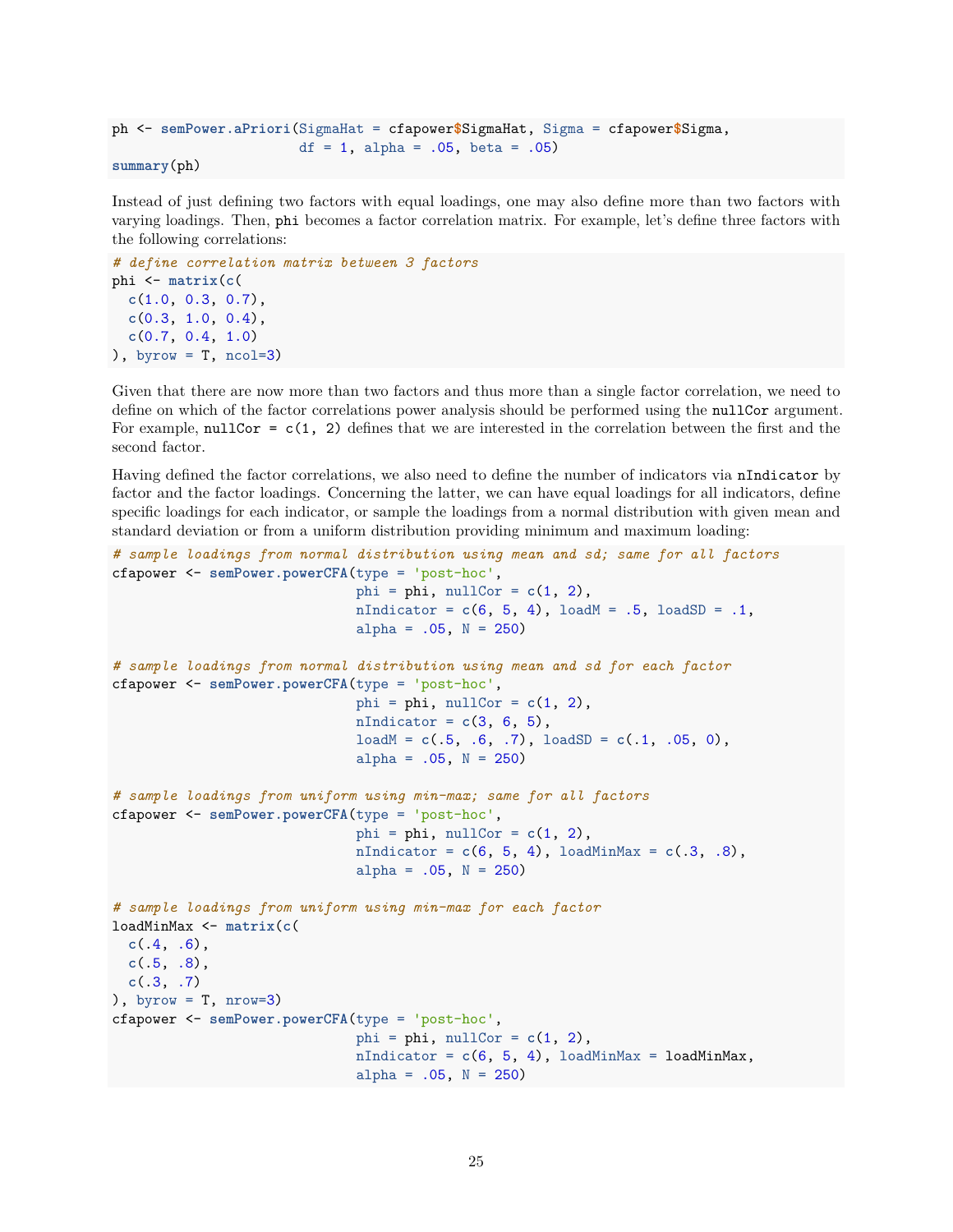```r
ph <- semPower.aPriori(SigmaHat = cfapower$SigmaHat, Sigma = cfapower$Sigma,
                       df = 1, alpha = .05, beta = .05)
summary(ph)
```

Instead of just defining two factors with equal loadings, one may also define more than two factors with varying loadings. Then, `phi` becomes a factor correlation matrix. For example, let's define three factors with the following correlations:

```r
# define correlation matrix between 3 factors
phi <- matrix(c(
  c(1.0, 0.3, 0.7),
  c(0.3, 1.0, 0.4),
  c(0.7, 0.4, 1.0)
), byrow = T, ncol=3)
```

Given that there are now more than two factors and thus more than a single factor correlation, we need to define on which of the factor correlations power analysis should be performed using the `nullCor` argument. For example, `nullCor = c(1, 2)` defines that we are interested in the correlation between the first and the second factor.

Having defined the factor correlations, we also need to define the number of indicators via `nIndicator` by factor and the factor loadings. Concerning the latter, we can have equal loadings for all indicators, define specific loadings for each indicator, or sample the loadings from a normal distribution with given mean and standard deviation or from a uniform distribution providing minimum and maximum loading:

```r
# sample loadings from normal distribution using mean and sd; same for all factors
cfapower <- semPower.powerCFA(type = 'post-hoc',
                              phi = phi, nullCor = c(1, 2),
                              nIndicator = c(6, 5, 4), loadM = .5, loadSD = .1,
                              alpha = .05, N = 250)

# sample loadings from normal distribution using mean and sd for each factor
cfapower <- semPower.powerCFA(type = 'post-hoc',
                              phi = phi, nullCor = c(1, 2),
                              nIndicator = c(3, 6, 5),
                              loadM = c(.5, .6, .7), loadSD = c(.1, .05, 0),
                              alpha = .05, N = 250)

# sample loadings from uniform using min-max; same for all factors
cfapower <- semPower.powerCFA(type = 'post-hoc',
                              phi = phi, nullCor = c(1, 2),
                              nIndicator = c(6, 5, 4), loadMinMax = c(.3, .8),
                              alpha = .05, N = 250)

# sample loadings from uniform using min-max for each factor
loadMinMax <- matrix(c(
  c(.4, .6),
  c(.5, .8),
  c(.3, .7)
), byrow = T, nrow=3)
cfapower <- semPower.powerCFA(type = 'post-hoc',
                              phi = phi, nullCor = c(1, 2),
                              nIndicator = c(6, 5, 4), loadMinMax = loadMinMax,
                              alpha = .05, N = 250)
```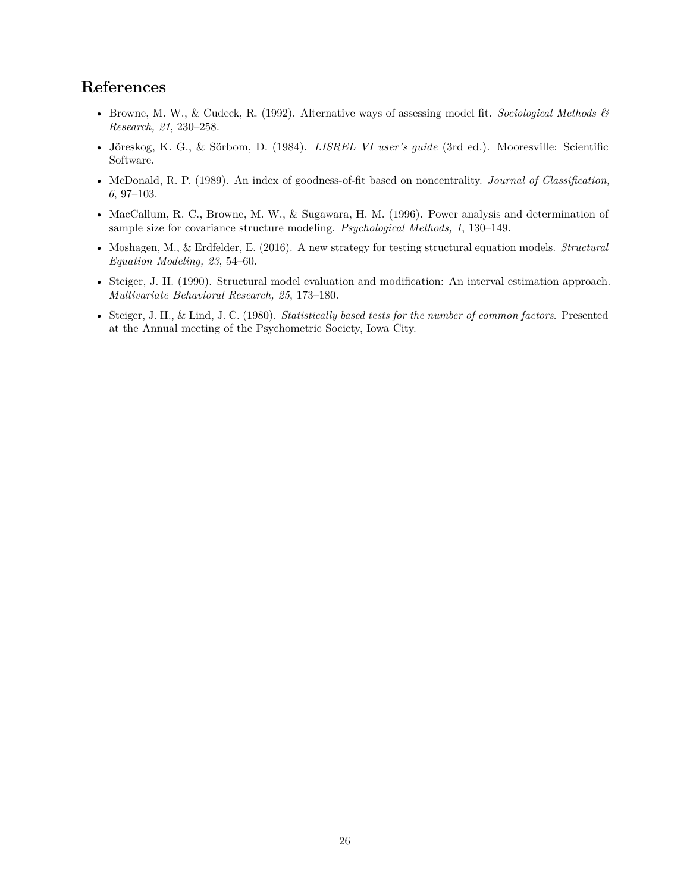## References

- Browne, M. W., & Cudeck, R. (1992). Alternative ways of assessing model fit. *Sociological Methods & Research, 21*, 230–258.
- Jöreskog, K. G., & Sörbom, D. (1984). *LISREL VI user's guide* (3rd ed.). Mooresville: Scientific Software.
- McDonald, R. P. (1989). An index of goodness-of-fit based on noncentrality. *Journal of Classification, 6*, 97–103.
- MacCallum, R. C., Browne, M. W., & Sugawara, H. M. (1996). Power analysis and determination of sample size for covariance structure modeling. *Psychological Methods, 1*, 130–149.
- Moshagen, M., & Erdfelder, E. (2016). A new strategy for testing structural equation models. *Structural Equation Modeling, 23*, 54–60.
- Steiger, J. H. (1990). Structural model evaluation and modification: An interval estimation approach. *Multivariate Behavioral Research, 25*, 173–180.
- Steiger, J. H., & Lind, J. C. (1980). *Statistically based tests for the number of common factors*. Presented at the Annual meeting of the Psychometric Society, Iowa City.